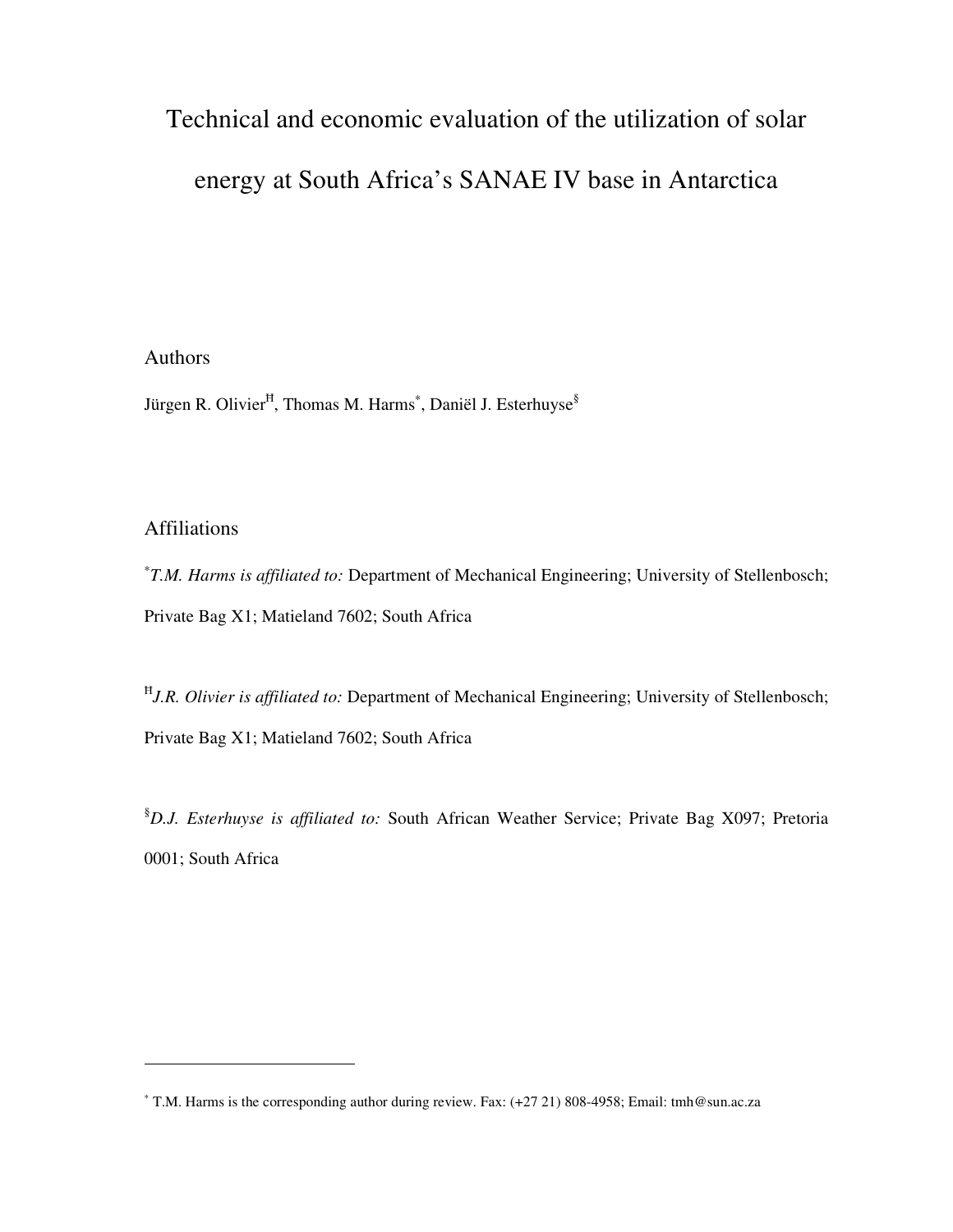# Technical and economic evaluation of the utilization of solar energy at South Africa's SANAE IV base in Antarctica

Authors

Jürgen R. Olivier[Ħ], Thomas M. Harms[*], Daniël J. Esterhuyse[§]

Affiliations

[*]*T.M. Harms is affiliated to:* Department of Mechanical Engineering; University of Stellenbosch; Private Bag X1; Matieland 7602; South Africa

[Ħ]*J.R. Olivier is affiliated to:* Department of Mechanical Engineering; University of Stellenbosch; Private Bag X1; Matieland 7602; South Africa

[§]*D.J. Esterhuyse is affiliated to:* South African Weather Service; Private Bag X097; Pretoria 0001; South Africa

---

[*] T.M. Harms is the corresponding author during review. Fax: (+27 21) 808-4958; Email: tmh@sun.ac.za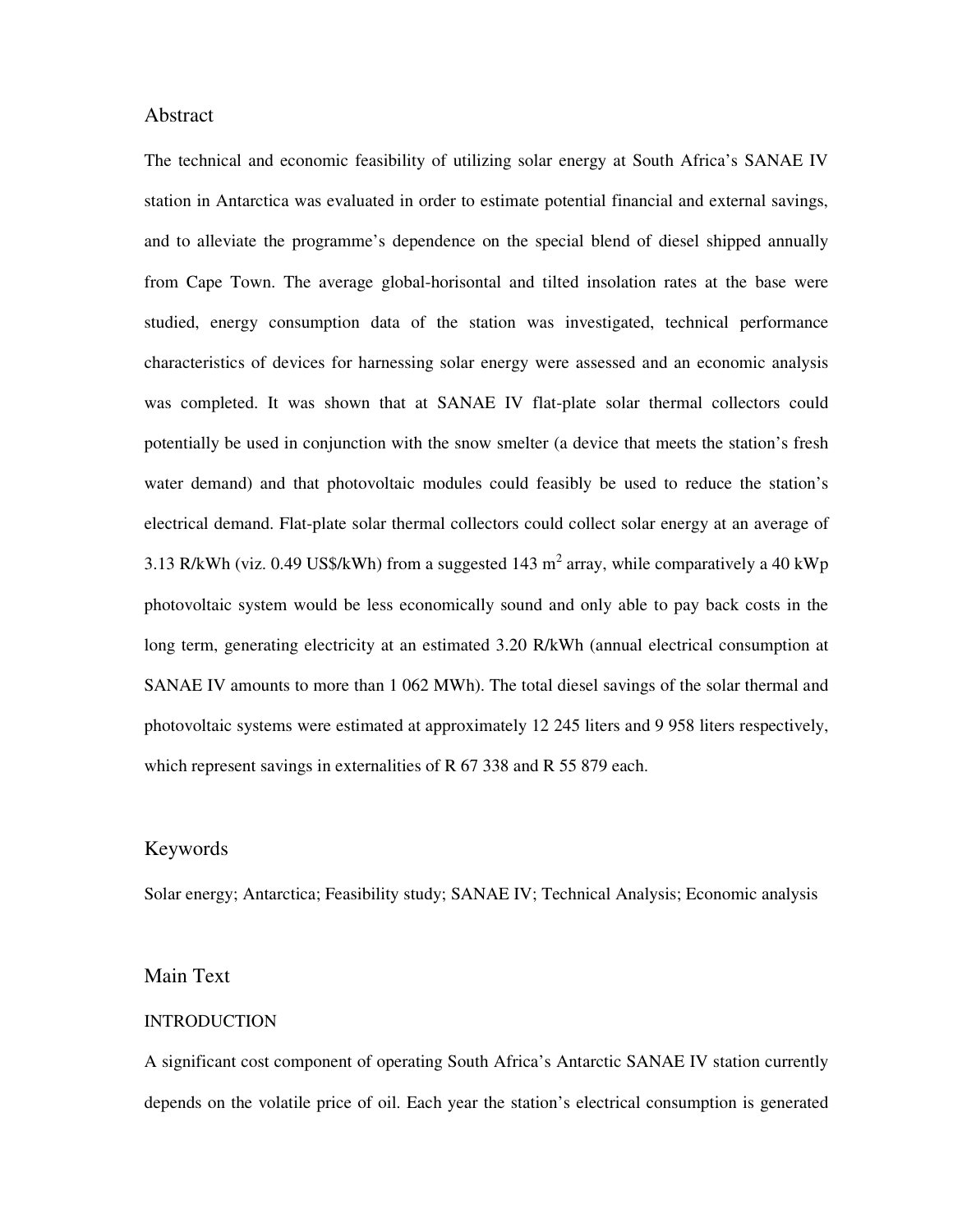## Abstract

The technical and economic feasibility of utilizing solar energy at South Africa's SANAE IV station in Antarctica was evaluated in order to estimate potential financial and external savings, and to alleviate the programme's dependence on the special blend of diesel shipped annually from Cape Town. The average global-horisontal and tilted insolation rates at the base were studied, energy consumption data of the station was investigated, technical performance characteristics of devices for harnessing solar energy were assessed and an economic analysis was completed. It was shown that at SANAE IV flat-plate solar thermal collectors could potentially be used in conjunction with the snow smelter (a device that meets the station's fresh water demand) and that photovoltaic modules could feasibly be used to reduce the station's electrical demand. Flat-plate solar thermal collectors could collect solar energy at an average of 3.13 R/kWh (viz. 0.49 US$/kWh) from a suggested 143 $m^2$ array, while comparatively a 40 kWp photovoltaic system would be less economically sound and only able to pay back costs in the long term, generating electricity at an estimated 3.20 R/kWh (annual electrical consumption at SANAE IV amounts to more than 1 062 MWh). The total diesel savings of the solar thermal and photovoltaic systems were estimated at approximately 12 245 liters and 9 958 liters respectively, which represent savings in externalities of R 67 338 and R 55 879 each.

## Keywords

Solar energy; Antarctica; Feasibility study; SANAE IV; Technical Analysis; Economic analysis

## Main Text

### INTRODUCTION

A significant cost component of operating South Africa's Antarctic SANAE IV station currently depends on the volatile price of oil. Each year the station's electrical consumption is generated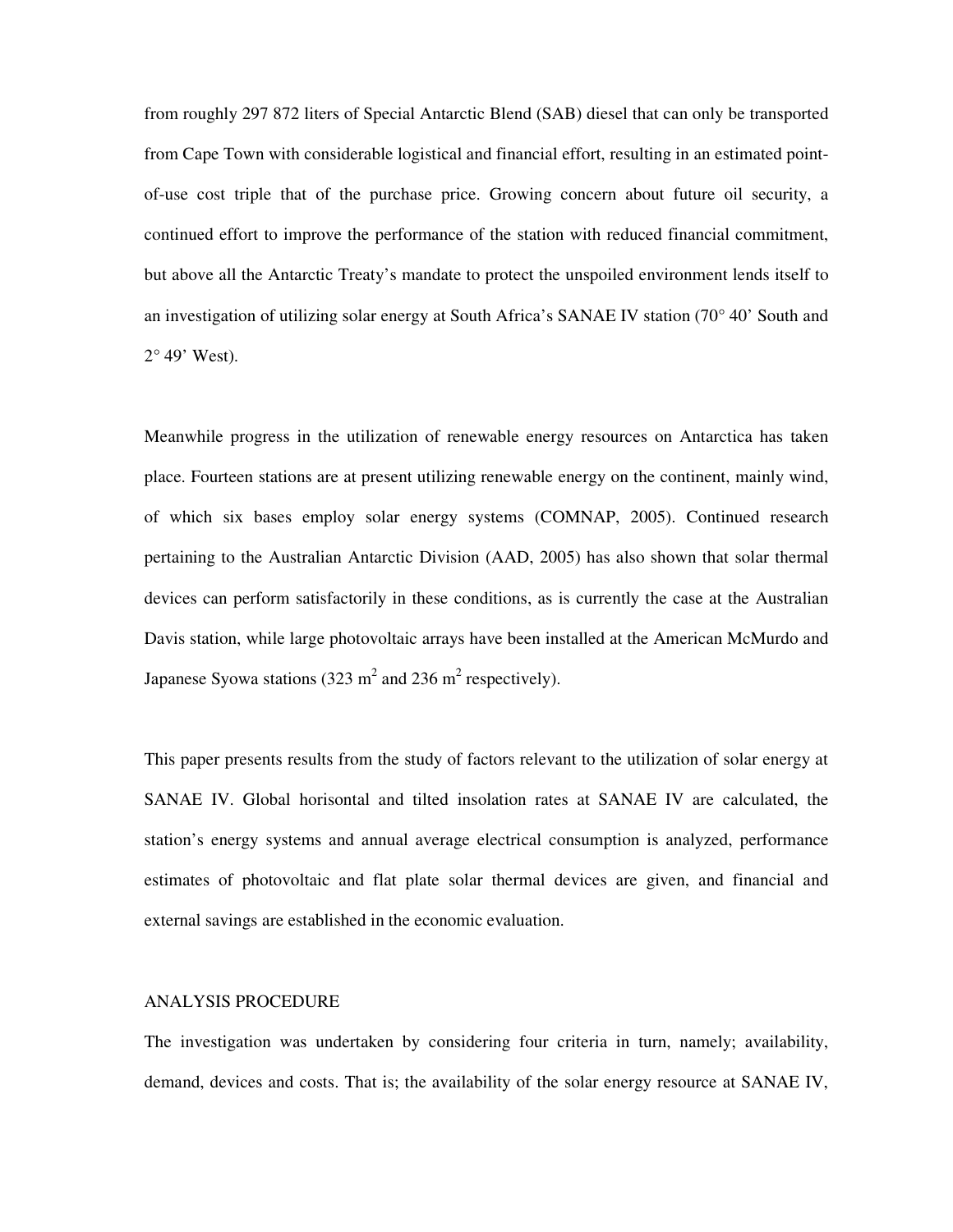from roughly 297 872 liters of Special Antarctic Blend (SAB) diesel that can only be transported from Cape Town with considerable logistical and financial effort, resulting in an estimated point-of-use cost triple that of the purchase price. Growing concern about future oil security, a continued effort to improve the performance of the station with reduced financial commitment, but above all the Antarctic Treaty's mandate to protect the unspoiled environment lends itself to an investigation of utilizing solar energy at South Africa's SANAE IV station (70° 40' South and 2° 49' West).

Meanwhile progress in the utilization of renewable energy resources on Antarctica has taken place. Fourteen stations are at present utilizing renewable energy on the continent, mainly wind, of which six bases employ solar energy systems (COMNAP, 2005). Continued research pertaining to the Australian Antarctic Division (AAD, 2005) has also shown that solar thermal devices can perform satisfactorily in these conditions, as is currently the case at the Australian Davis station, while large photovoltaic arrays have been installed at the American McMurdo and Japanese Syowa stations (323 $m^2$ and 236 $m^2$ respectively).

This paper presents results from the study of factors relevant to the utilization of solar energy at SANAE IV. Global horisontal and tilted insolation rates at SANAE IV are calculated, the station's energy systems and annual average electrical consumption is analyzed, performance estimates of photovoltaic and flat plate solar thermal devices are given, and financial and external savings are established in the economic evaluation.

## ANALYSIS PROCEDURE

The investigation was undertaken by considering four criteria in turn, namely; availability, demand, devices and costs. That is; the availability of the solar energy resource at SANAE IV,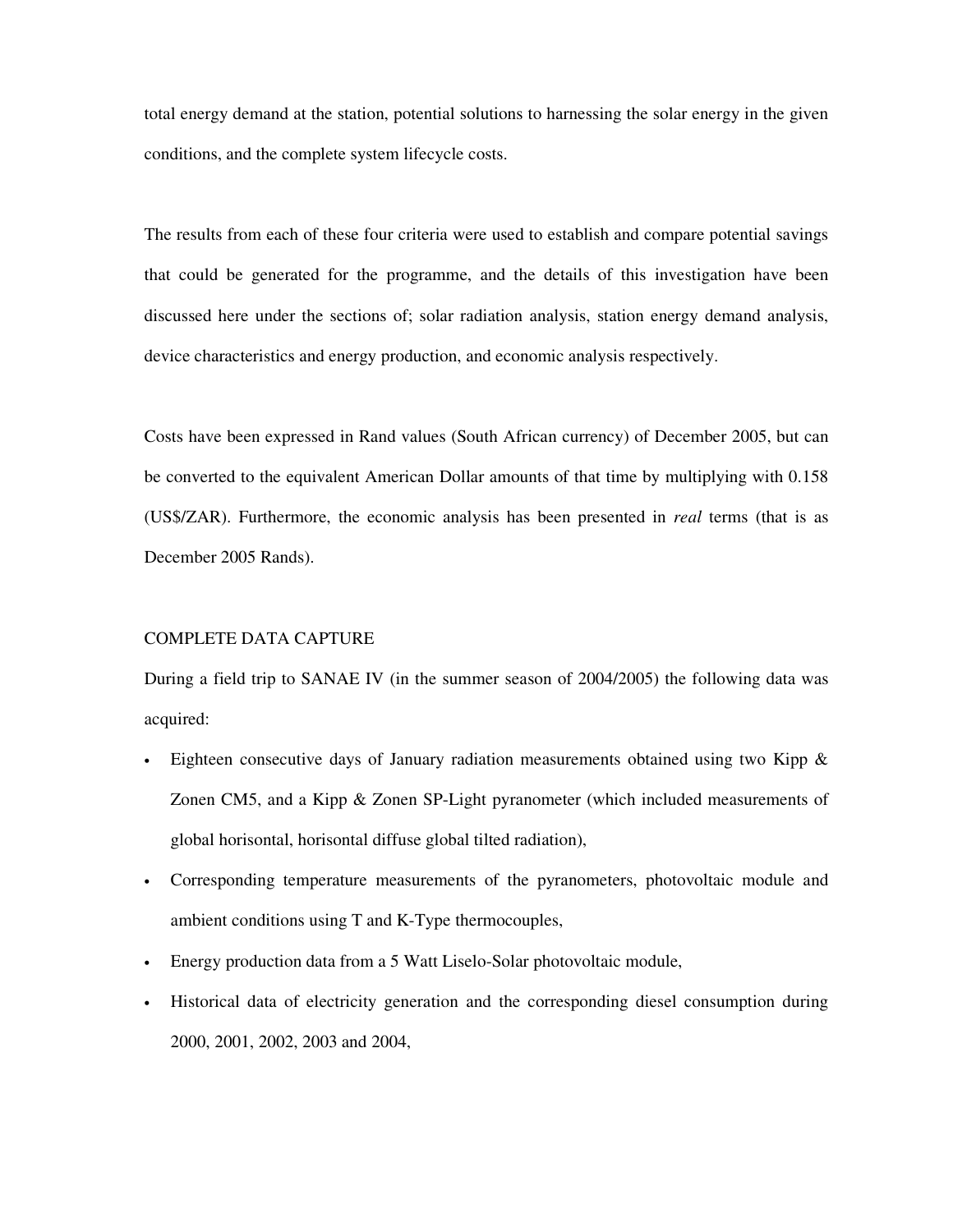total energy demand at the station, potential solutions to harnessing the solar energy in the given conditions, and the complete system lifecycle costs.

The results from each of these four criteria were used to establish and compare potential savings that could be generated for the programme, and the details of this investigation have been discussed here under the sections of; solar radiation analysis, station energy demand analysis, device characteristics and energy production, and economic analysis respectively.

Costs have been expressed in Rand values (South African currency) of December 2005, but can be converted to the equivalent American Dollar amounts of that time by multiplying with 0.158 (US$/ZAR). Furthermore, the economic analysis has been presented in *real* terms (that is as December 2005 Rands).

## COMPLETE DATA CAPTURE

During a field trip to SANAE IV (in the summer season of 2004/2005) the following data was acquired:

- Eighteen consecutive days of January radiation measurements obtained using two Kipp & Zonen CM5, and a Kipp & Zonen SP-Light pyranometer (which included measurements of global horisontal, horisontal diffuse global tilted radiation),
- Corresponding temperature measurements of the pyranometers, photovoltaic module and ambient conditions using T and K-Type thermocouples,
- Energy production data from a 5 Watt Liselo-Solar photovoltaic module,
- Historical data of electricity generation and the corresponding diesel consumption during 2000, 2001, 2002, 2003 and 2004,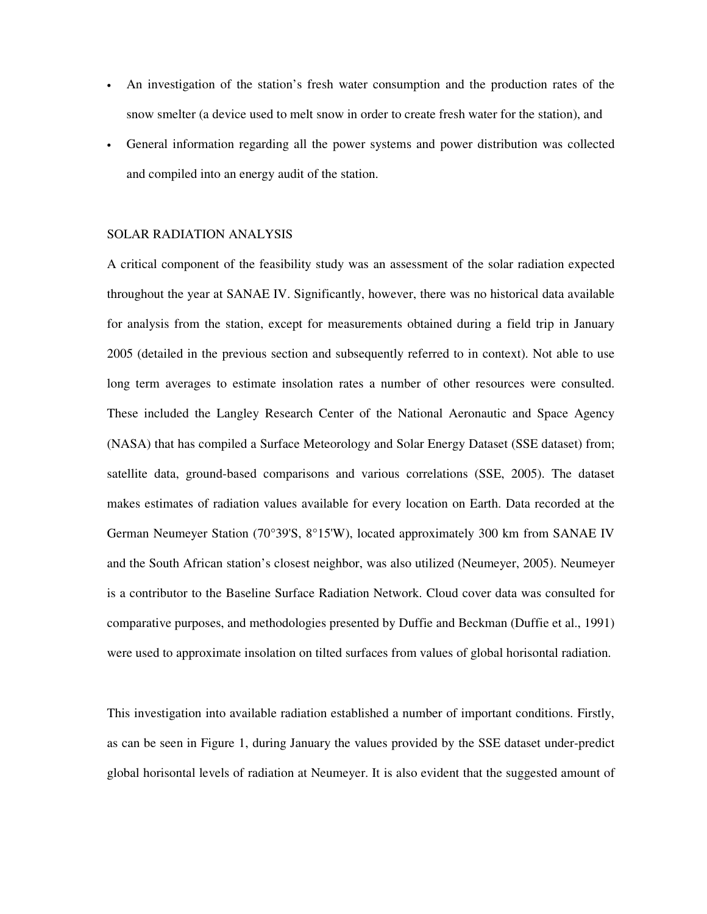- An investigation of the station's fresh water consumption and the production rates of the snow smelter (a device used to melt snow in order to create fresh water for the station), and
- General information regarding all the power systems and power distribution was collected and compiled into an energy audit of the station.

## SOLAR RADIATION ANALYSIS

A critical component of the feasibility study was an assessment of the solar radiation expected throughout the year at SANAE IV. Significantly, however, there was no historical data available for analysis from the station, except for measurements obtained during a field trip in January 2005 (detailed in the previous section and subsequently referred to in context). Not able to use long term averages to estimate insolation rates a number of other resources were consulted. These included the Langley Research Center of the National Aeronautic and Space Agency (NASA) that has compiled a Surface Meteorology and Solar Energy Dataset (SSE dataset) from; satellite data, ground-based comparisons and various correlations (SSE, 2005). The dataset makes estimates of radiation values available for every location on Earth. Data recorded at the German Neumeyer Station (70°39'S, 8°15'W), located approximately 300 km from SANAE IV and the South African station's closest neighbor, was also utilized (Neumeyer, 2005). Neumeyer is a contributor to the Baseline Surface Radiation Network. Cloud cover data was consulted for comparative purposes, and methodologies presented by Duffie and Beckman (Duffie et al., 1991) were used to approximate insolation on tilted surfaces from values of global horisontal radiation.

This investigation into available radiation established a number of important conditions. Firstly, as can be seen in Figure 1, during January the values provided by the SSE dataset under-predict global horisontal levels of radiation at Neumeyer. It is also evident that the suggested amount of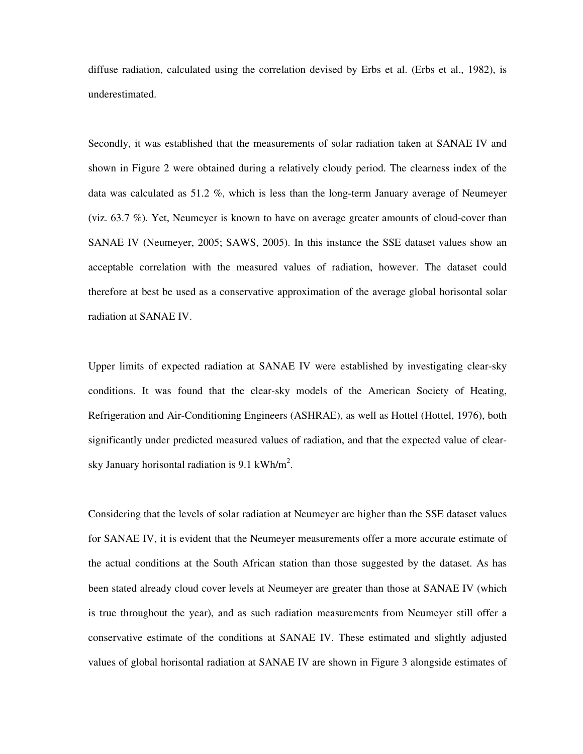diffuse radiation, calculated using the correlation devised by Erbs et al. (Erbs et al., 1982), is underestimated.

Secondly, it was established that the measurements of solar radiation taken at SANAE IV and shown in Figure 2 were obtained during a relatively cloudy period. The clearness index of the data was calculated as 51.2 %, which is less than the long-term January average of Neumeyer (viz. 63.7 %). Yet, Neumeyer is known to have on average greater amounts of cloud-cover than SANAE IV (Neumeyer, 2005; SAWS, 2005). In this instance the SSE dataset values show an acceptable correlation with the measured values of radiation, however. The dataset could therefore at best be used as a conservative approximation of the average global horisontal solar radiation at SANAE IV.

Upper limits of expected radiation at SANAE IV were established by investigating clear-sky conditions. It was found that the clear-sky models of the American Society of Heating, Refrigeration and Air-Conditioning Engineers (ASHRAE), as well as Hottel (Hottel, 1976), both significantly under predicted measured values of radiation, and that the expected value of clear-sky January horisontal radiation is 9.1 kWh/m$^2$.

Considering that the levels of solar radiation at Neumeyer are higher than the SSE dataset values for SANAE IV, it is evident that the Neumeyer measurements offer a more accurate estimate of the actual conditions at the South African station than those suggested by the dataset. As has been stated already cloud cover levels at Neumeyer are greater than those at SANAE IV (which is true throughout the year), and as such radiation measurements from Neumeyer still offer a conservative estimate of the conditions at SANAE IV. These estimated and slightly adjusted values of global horisontal radiation at SANAE IV are shown in Figure 3 alongside estimates of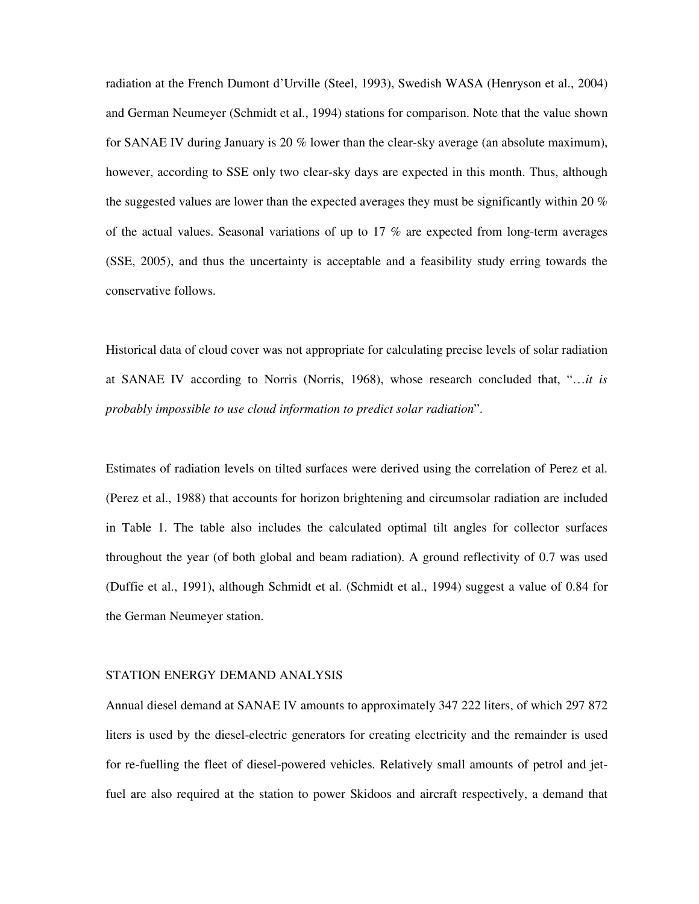radiation at the French Dumont d'Urville (Steel, 1993), Swedish WASA (Henryson et al., 2004) and German Neumeyer (Schmidt et al., 1994) stations for comparison. Note that the value shown for SANAE IV during January is 20 % lower than the clear-sky average (an absolute maximum), however, according to SSE only two clear-sky days are expected in this month. Thus, although the suggested values are lower than the expected averages they must be significantly within 20 % of the actual values. Seasonal variations of up to 17 % are expected from long-term averages (SSE, 2005), and thus the uncertainty is acceptable and a feasibility study erring towards the conservative follows.

Historical data of cloud cover was not appropriate for calculating precise levels of solar radiation at SANAE IV according to Norris (Norris, 1968), whose research concluded that, "…*it is probably impossible to use cloud information to predict solar radiation*".

Estimates of radiation levels on tilted surfaces were derived using the correlation of Perez et al. (Perez et al., 1988) that accounts for horizon brightening and circumsolar radiation are included in Table 1. The table also includes the calculated optimal tilt angles for collector surfaces throughout the year (of both global and beam radiation). A ground reflectivity of 0.7 was used (Duffie et al., 1991), although Schmidt et al. (Schmidt et al., 1994) suggest a value of 0.84 for the German Neumeyer station.

## STATION ENERGY DEMAND ANALYSIS

Annual diesel demand at SANAE IV amounts to approximately 347 222 liters, of which 297 872 liters is used by the diesel-electric generators for creating electricity and the remainder is used for re-fuelling the fleet of diesel-powered vehicles. Relatively small amounts of petrol and jet-fuel are also required at the station to power Skidoos and aircraft respectively, a demand that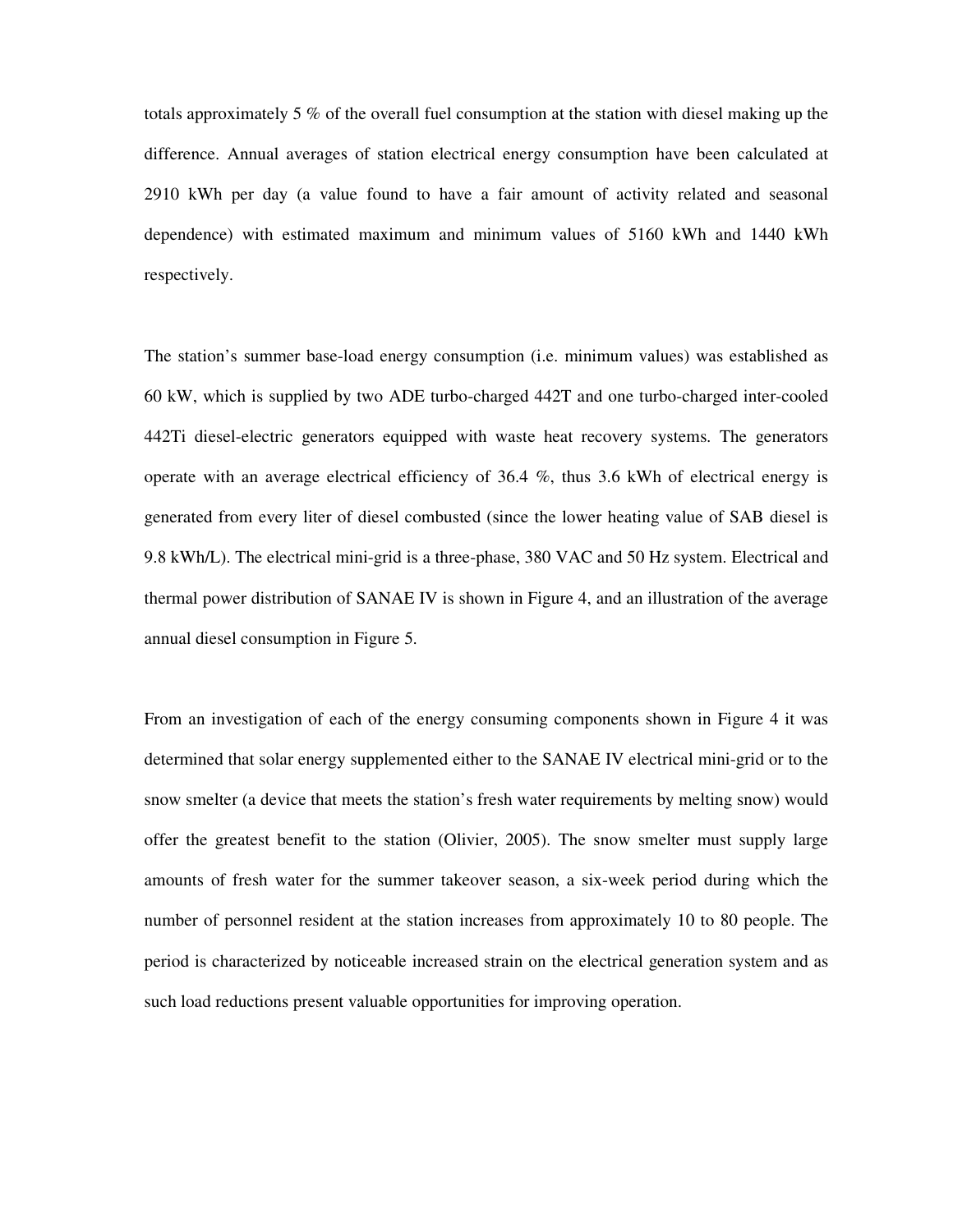totals approximately 5 % of the overall fuel consumption at the station with diesel making up the difference. Annual averages of station electrical energy consumption have been calculated at 2910 kWh per day (a value found to have a fair amount of activity related and seasonal dependence) with estimated maximum and minimum values of 5160 kWh and 1440 kWh respectively.

The station's summer base-load energy consumption (i.e. minimum values) was established as 60 kW, which is supplied by two ADE turbo-charged 442T and one turbo-charged inter-cooled 442Ti diesel-electric generators equipped with waste heat recovery systems. The generators operate with an average electrical efficiency of 36.4 %, thus 3.6 kWh of electrical energy is generated from every liter of diesel combusted (since the lower heating value of SAB diesel is 9.8 kWh/L). The electrical mini-grid is a three-phase, 380 VAC and 50 Hz system. Electrical and thermal power distribution of SANAE IV is shown in Figure 4, and an illustration of the average annual diesel consumption in Figure 5.

From an investigation of each of the energy consuming components shown in Figure 4 it was determined that solar energy supplemented either to the SANAE IV electrical mini-grid or to the snow smelter (a device that meets the station's fresh water requirements by melting snow) would offer the greatest benefit to the station (Olivier, 2005). The snow smelter must supply large amounts of fresh water for the summer takeover season, a six-week period during which the number of personnel resident at the station increases from approximately 10 to 80 people. The period is characterized by noticeable increased strain on the electrical generation system and as such load reductions present valuable opportunities for improving operation.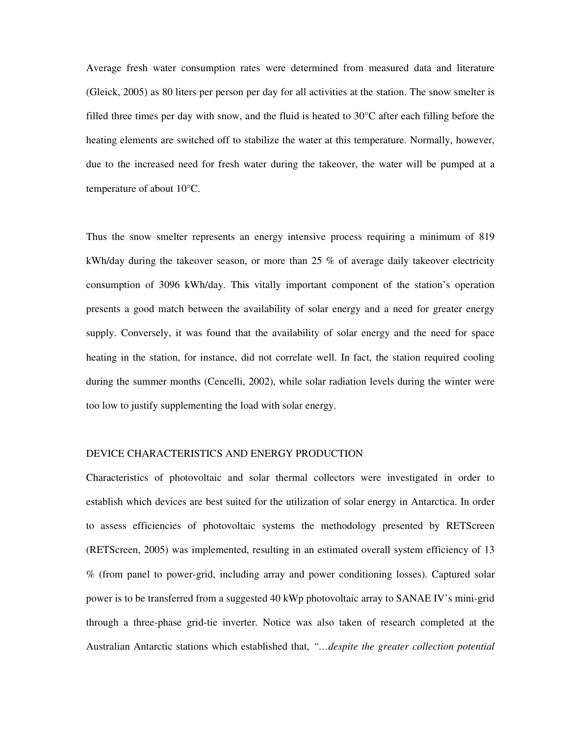Average fresh water consumption rates were determined from measured data and literature (Gleick, 2005) as 80 liters per person per day for all activities at the station. The snow smelter is filled three times per day with snow, and the fluid is heated to 30°C after each filling before the heating elements are switched off to stabilize the water at this temperature. Normally, however, due to the increased need for fresh water during the takeover, the water will be pumped at a temperature of about 10°C.

Thus the snow smelter represents an energy intensive process requiring a minimum of 819 kWh/day during the takeover season, or more than 25 % of average daily takeover electricity consumption of 3096 kWh/day. This vitally important component of the station's operation presents a good match between the availability of solar energy and a need for greater energy supply. Conversely, it was found that the availability of solar energy and the need for space heating in the station, for instance, did not correlate well. In fact, the station required cooling during the summer months (Cencelli, 2002), while solar radiation levels during the winter were too low to justify supplementing the load with solar energy.

## DEVICE CHARACTERISTICS AND ENERGY PRODUCTION

Characteristics of photovoltaic and solar thermal collectors were investigated in order to establish which devices are best suited for the utilization of solar energy in Antarctica. In order to assess efficiencies of photovoltaic systems the methodology presented by RETScreen (RETScreen, 2005) was implemented, resulting in an estimated overall system efficiency of 13 % (from panel to power-grid, including array and power conditioning losses). Captured solar power is to be transferred from a suggested 40 kWp photovoltaic array to SANAE IV's mini-grid through a three-phase grid-tie inverter. Notice was also taken of research completed at the Australian Antarctic stations which established that, *"…despite the greater collection potential*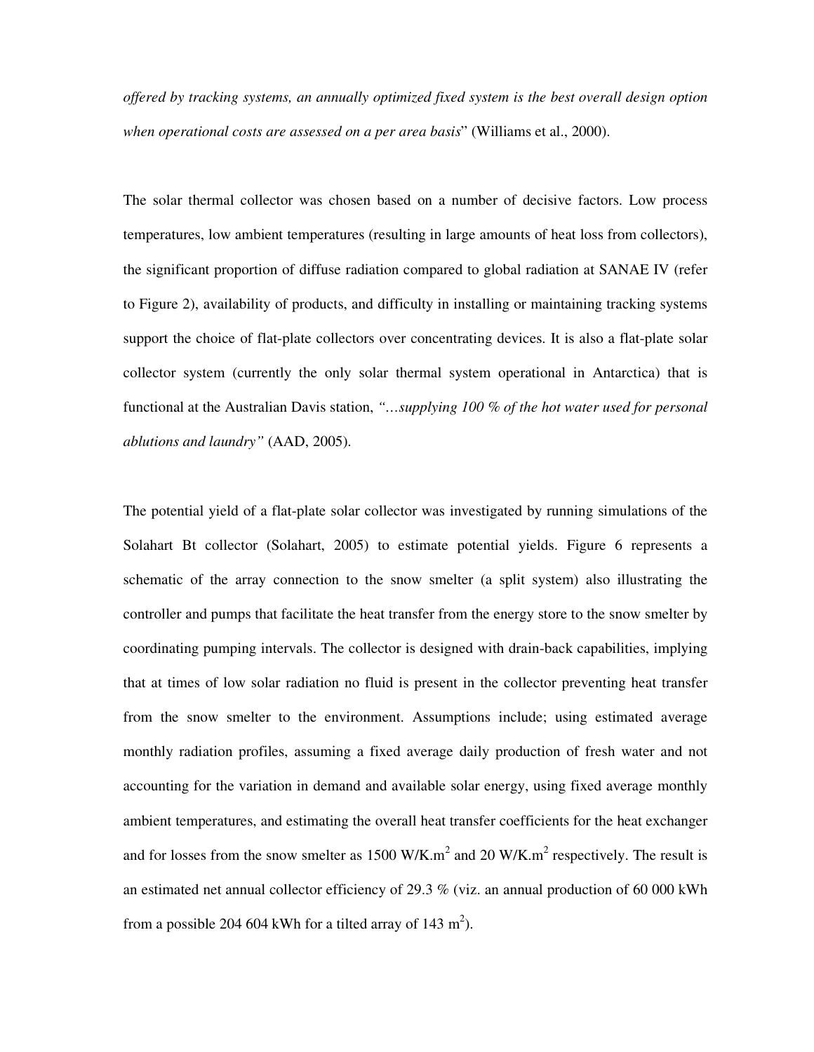*offered by tracking systems, an annually optimized fixed system is the best overall design option when operational costs are assessed on a per area basis*" (Williams et al., 2000).

The solar thermal collector was chosen based on a number of decisive factors. Low process temperatures, low ambient temperatures (resulting in large amounts of heat loss from collectors), the significant proportion of diffuse radiation compared to global radiation at SANAE IV (refer to Figure 2), availability of products, and difficulty in installing or maintaining tracking systems support the choice of flat-plate collectors over concentrating devices. It is also a flat-plate solar collector system (currently the only solar thermal system operational in Antarctica) that is functional at the Australian Davis station, *"…supplying 100 % of the hot water used for personal ablutions and laundry"* (AAD, 2005).

The potential yield of a flat-plate solar collector was investigated by running simulations of the Solahart Bt collector (Solahart, 2005) to estimate potential yields. Figure 6 represents a schematic of the array connection to the snow smelter (a split system) also illustrating the controller and pumps that facilitate the heat transfer from the energy store to the snow smelter by coordinating pumping intervals. The collector is designed with drain-back capabilities, implying that at times of low solar radiation no fluid is present in the collector preventing heat transfer from the snow smelter to the environment. Assumptions include; using estimated average monthly radiation profiles, assuming a fixed average daily production of fresh water and not accounting for the variation in demand and available solar energy, using fixed average monthly ambient temperatures, and estimating the overall heat transfer coefficients for the heat exchanger and for losses from the snow smelter as 1500 $W/K.m^2$ and 20 $W/K.m^2$ respectively. The result is an estimated net annual collector efficiency of 29.3 % (viz. an annual production of 60 000 kWh from a possible 204 604 kWh for a tilted array of 143 $m^2$).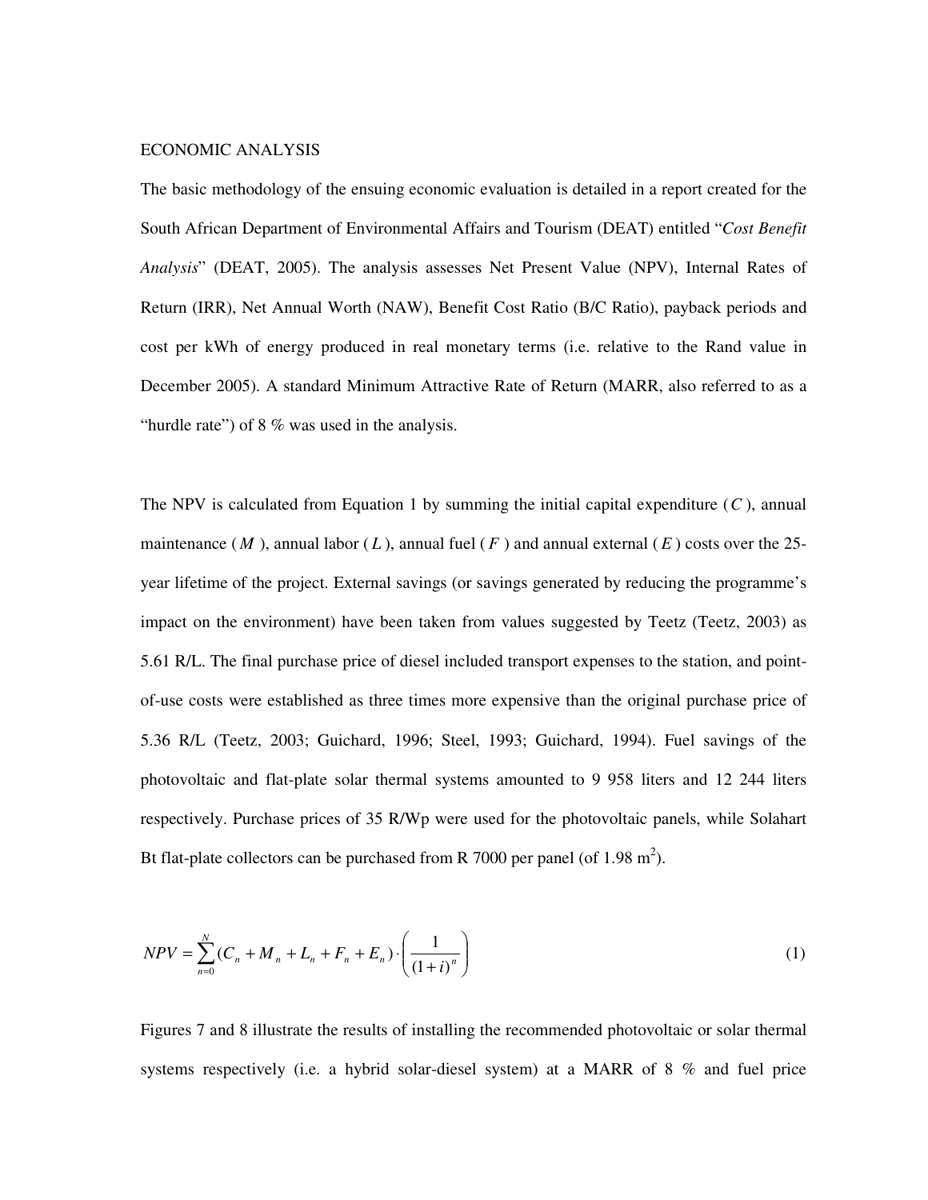ECONOMIC ANALYSIS

The basic methodology of the ensuing economic evaluation is detailed in a report created for the South African Department of Environmental Affairs and Tourism (DEAT) entitled "*Cost Benefit Analysis*" (DEAT, 2005). The analysis assesses Net Present Value (NPV), Internal Rates of Return (IRR), Net Annual Worth (NAW), Benefit Cost Ratio (B/C Ratio), payback periods and cost per kWh of energy produced in real monetary terms (i.e. relative to the Rand value in December 2005). A standard Minimum Attractive Rate of Return (MARR, also referred to as a "hurdle rate") of 8 % was used in the analysis.

The NPV is calculated from Equation 1 by summing the initial capital expenditure ($C$), annual maintenance ($M$), annual labor ($L$), annual fuel ($F$) and annual external ($E$) costs over the 25-year lifetime of the project. External savings (or savings generated by reducing the programme's impact on the environment) have been taken from values suggested by Teetz (Teetz, 2003) as 5.61 R/L. The final purchase price of diesel included transport expenses to the station, and point-of-use costs were established as three times more expensive than the original purchase price of 5.36 R/L (Teetz, 2003; Guichard, 1996; Steel, 1993; Guichard, 1994). Fuel savings of the photovoltaic and flat-plate solar thermal systems amounted to 9 958 liters and 12 244 liters respectively. Purchase prices of 35 R/Wp were used for the photovoltaic panels, while Solahart Bt flat-plate collectors can be purchased from R 7000 per panel (of 1.98 m$^2$).

$$NPV = \sum_{n=0}^{N} (C_n + M_n + L_n + F_n + E_n) \cdot \left( \frac{1}{(1+i)^n} \right) \tag{1}$$

Figures 7 and 8 illustrate the results of installing the recommended photovoltaic or solar thermal systems respectively (i.e. a hybrid solar-diesel system) at a MARR of 8 % and fuel price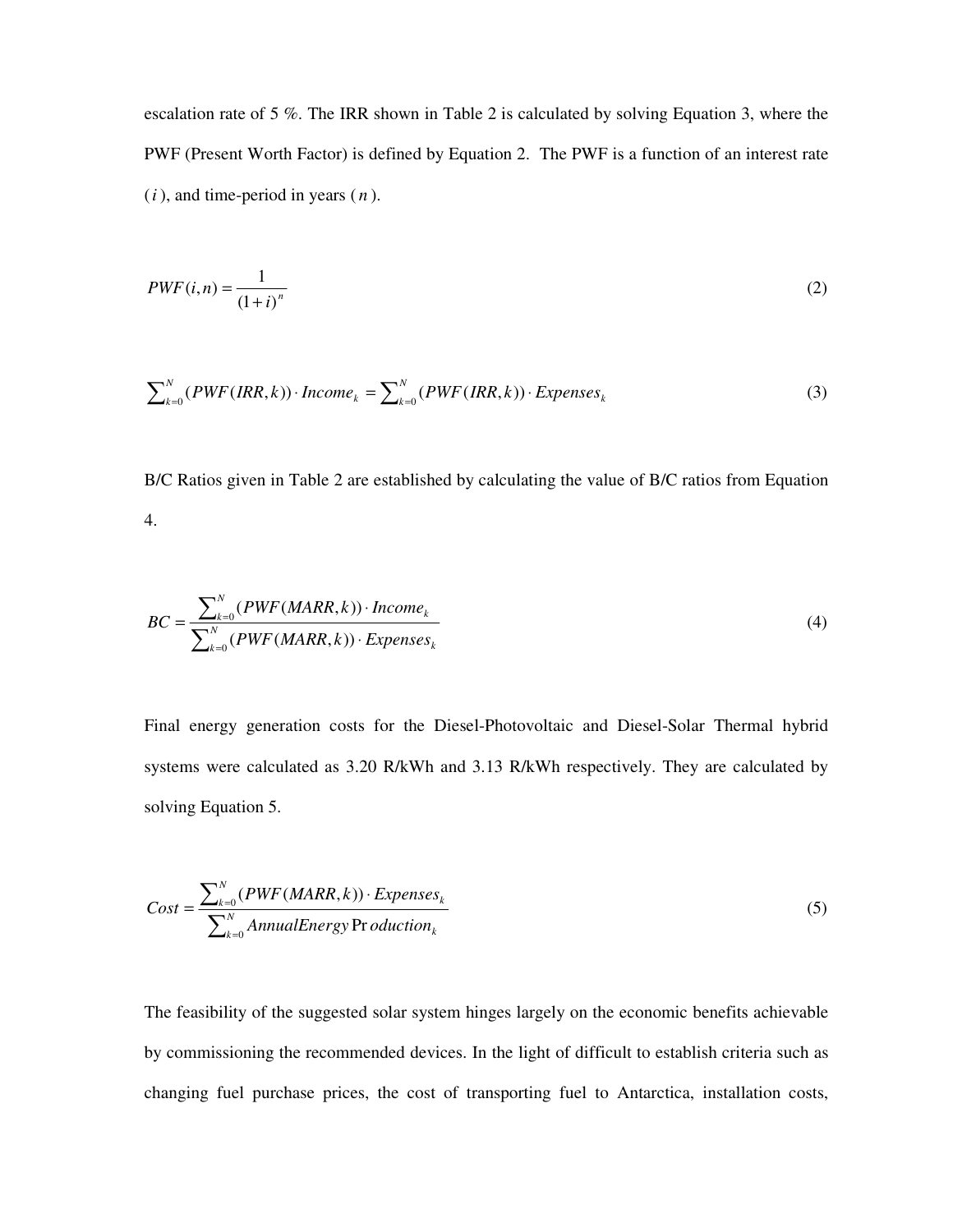escalation rate of 5 %. The IRR shown in Table 2 is calculated by solving Equation 3, where the PWF (Present Worth Factor) is defined by Equation 2. The PWF is a function of an interest rate ($i$), and time-period in years ($n$).

$$PWF(i,n) = \frac{1}{(1+i)^n} \tag{2}$$

$$\sum_{k=0}^{N} (PWF(IRR,k)) \cdot Income_k = \sum_{k=0}^{N} (PWF(IRR,k)) \cdot Expenses_k \tag{3}$$

B/C Ratios given in Table 2 are established by calculating the value of B/C ratios from Equation 4.

$$BC = \frac{\sum_{k=0}^{N} (PWF(MARR,k)) \cdot Income_k}{\sum_{k=0}^{N} (PWF(MARR,k)) \cdot Expenses_k} \tag{4}$$

Final energy generation costs for the Diesel-Photovoltaic and Diesel-Solar Thermal hybrid systems were calculated as 3.20 R/kWh and 3.13 R/kWh respectively. They are calculated by solving Equation 5.

$$Cost = \frac{\sum_{k=0}^{N} (PWF(MARR,k)) \cdot Expenses_k}{\sum_{k=0}^{N} AnnualEnergyProduction_k} \tag{5}$$

The feasibility of the suggested solar system hinges largely on the economic benefits achievable by commissioning the recommended devices. In the light of difficult to establish criteria such as changing fuel purchase prices, the cost of transporting fuel to Antarctica, installation costs,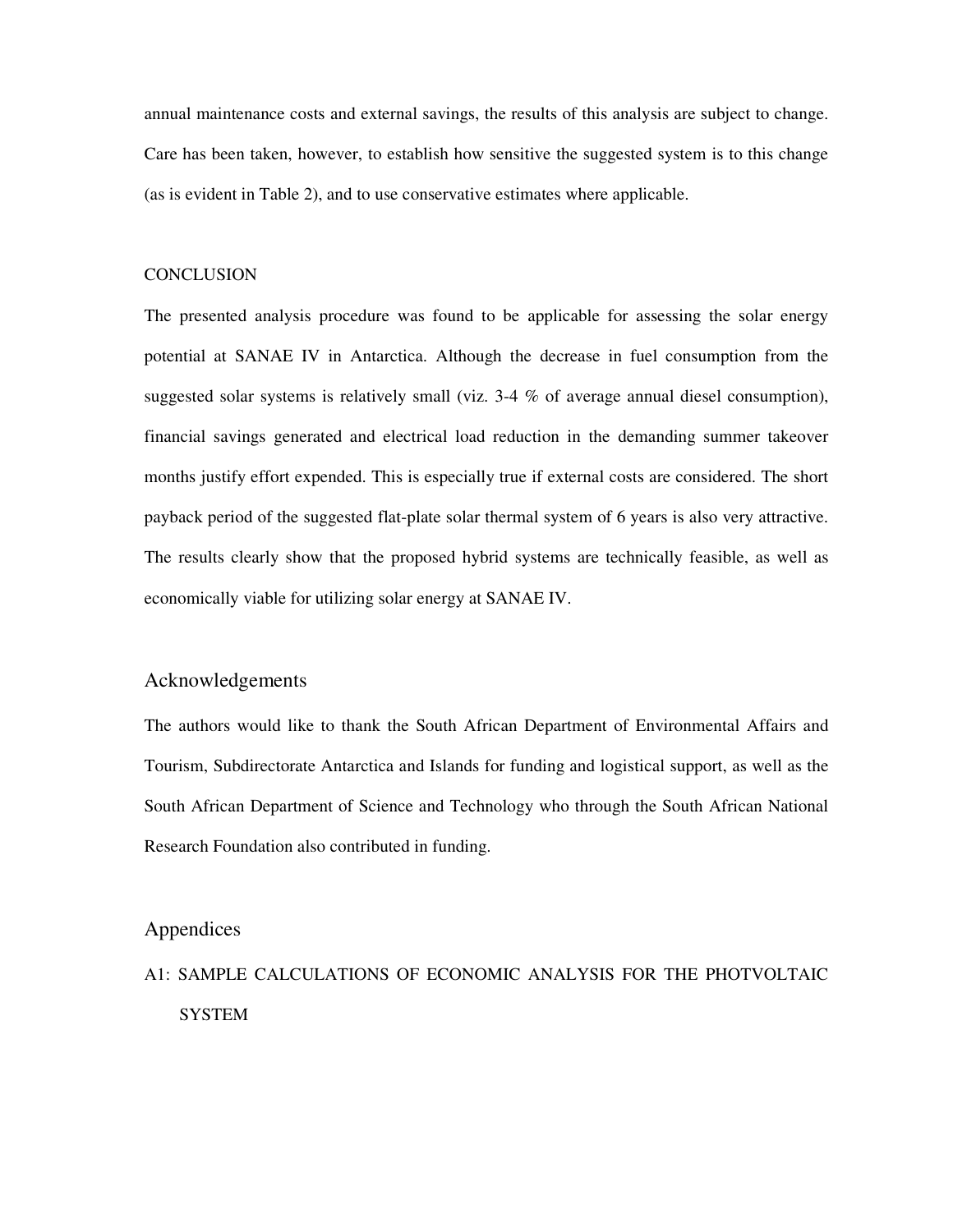annual maintenance costs and external savings, the results of this analysis are subject to change. Care has been taken, however, to establish how sensitive the suggested system is to this change (as is evident in Table 2), and to use conservative estimates where applicable.

## CONCLUSION

The presented analysis procedure was found to be applicable for assessing the solar energy potential at SANAE IV in Antarctica. Although the decrease in fuel consumption from the suggested solar systems is relatively small (viz. 3-4 % of average annual diesel consumption), financial savings generated and electrical load reduction in the demanding summer takeover months justify effort expended. This is especially true if external costs are considered. The short payback period of the suggested flat-plate solar thermal system of 6 years is also very attractive. The results clearly show that the proposed hybrid systems are technically feasible, as well as economically viable for utilizing solar energy at SANAE IV.

## Acknowledgements

The authors would like to thank the South African Department of Environmental Affairs and Tourism, Subdirectorate Antarctica and Islands for funding and logistical support, as well as the South African Department of Science and Technology who through the South African National Research Foundation also contributed in funding.

## Appendices

### A1: SAMPLE CALCULATIONS OF ECONOMIC ANALYSIS FOR THE PHOTVOLTAIC SYSTEM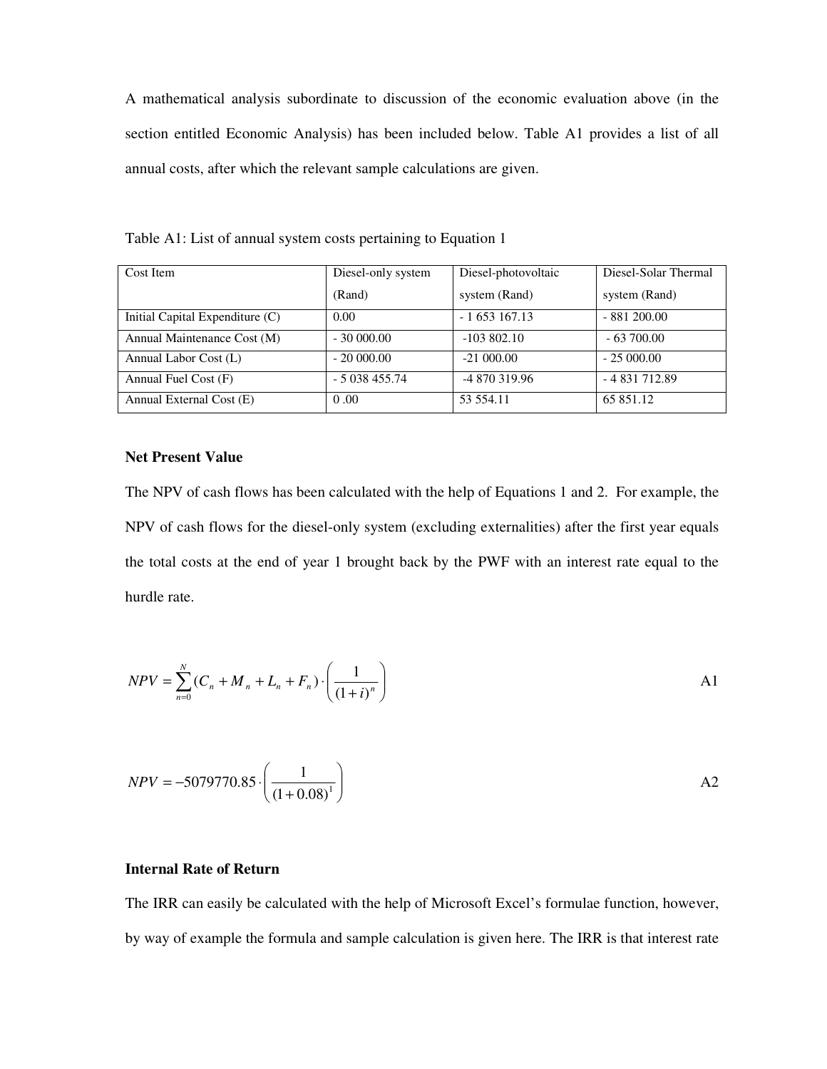A mathematical analysis subordinate to discussion of the economic evaluation above (in the section entitled Economic Analysis) has been included below. Table A1 provides a list of all annual costs, after which the relevant sample calculations are given.

Table A1: List of annual system costs pertaining to Equation 1

| Cost Item | Diesel-only system (Rand) | Diesel-photovoltaic system (Rand) | Diesel-Solar Thermal system (Rand) |
|---|---|---|---|
| Initial Capital Expenditure (C) | 0.00 | - 1 653 167.13 | - 881 200.00 |
| Annual Maintenance Cost (M) | - 30 000.00 | -103 802.10 | - 63 700.00 |
| Annual Labor Cost (L) | - 20 000.00 | -21 000.00 | - 25 000.00 |
| Annual Fuel Cost (F) | - 5 038 455.74 | -4 870 319.96 | - 4 831 712.89 |
| Annual External Cost (E) | 0 .00 | 53 554.11 | 65 851.12 |

**Net Present Value**

The NPV of cash flows has been calculated with the help of Equations 1 and 2. For example, the NPV of cash flows for the diesel-only system (excluding externalities) after the first year equals the total costs at the end of year 1 brought back by the PWF with an interest rate equal to the hurdle rate.

$$NPV = \sum_{n=0}^{N} (C_n + M_n + L_n + F_n) \cdot \left( \frac{1}{(1+i)^n} \right) \qquad \text{A1}$$

$$NPV = -5079770.85 \cdot \left( \frac{1}{(1+0.08)^1} \right) \qquad \text{A2}$$

**Internal Rate of Return**

The IRR can easily be calculated with the help of Microsoft Excel's formulae function, however, by way of example the formula and sample calculation is given here. The IRR is that interest rate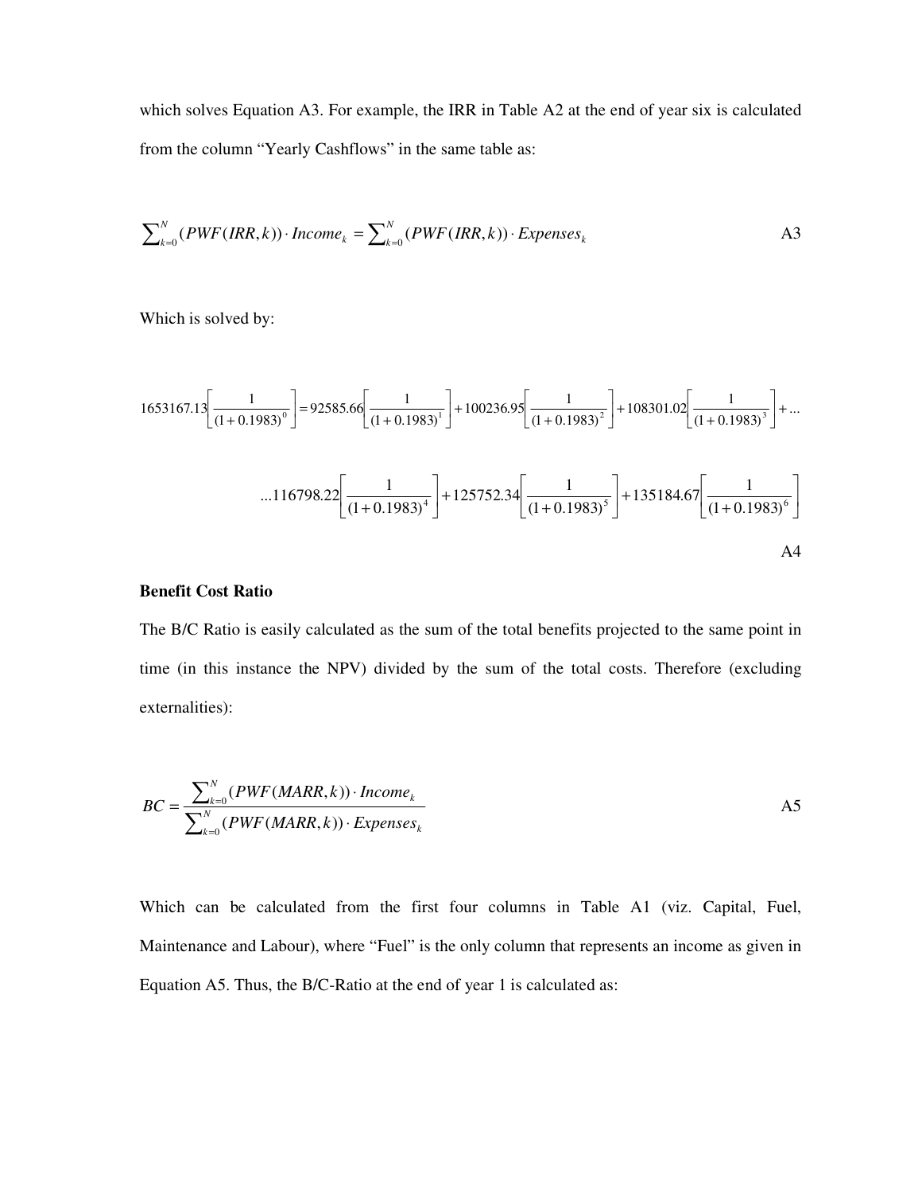which solves Equation A3. For example, the IRR in Table A2 at the end of year six is calculated from the column "Yearly Cashflows" in the same table as:

$$\sum_{k=0}^{N} (PWF(IRR,k)) \cdot Income_k = \sum_{k=0}^{N} (PWF(IRR,k)) \cdot Expenses_k \tag{A3}$$

Which is solved by:

$$1653167.13\left[\frac{1}{(1+0.1983)^0}\right] = 92585.66\left[\frac{1}{(1+0.1983)^1}\right] + 100236.95\left[\frac{1}{(1+0.1983)^2}\right] + 108301.02\left[\frac{1}{(1+0.1983)^3}\right] + \ldots$$

$$\ldots 116798.22\left[\frac{1}{(1+0.1983)^4}\right] + 125752.34\left[\frac{1}{(1+0.1983)^5}\right] + 135184.67\left[\frac{1}{(1+0.1983)^6}\right] \tag{A4}$$

**Benefit Cost Ratio**

The B/C Ratio is easily calculated as the sum of the total benefits projected to the same point in time (in this instance the NPV) divided by the sum of the total costs. Therefore (excluding externalities):

$$BC = \frac{\sum_{k=0}^{N} (PWF(MARR,k)) \cdot Income_k}{\sum_{k=0}^{N} (PWF(MARR,k)) \cdot Expenses_k} \tag{A5}$$

Which can be calculated from the first four columns in Table A1 (viz. Capital, Fuel, Maintenance and Labour), where "Fuel" is the only column that represents an income as given in Equation A5. Thus, the B/C-Ratio at the end of year 1 is calculated as: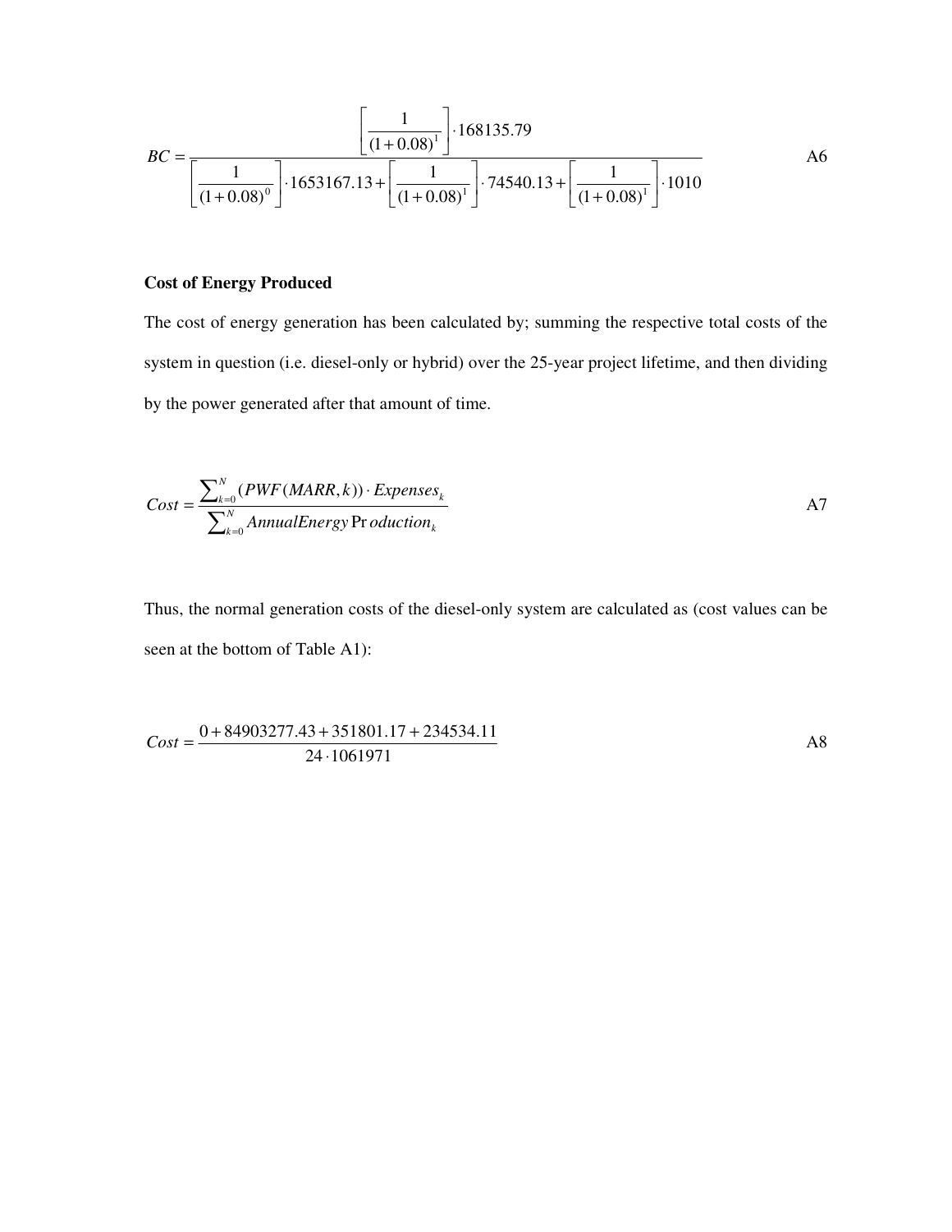$$BC = \frac{\left[\frac{1}{(1+0.08)^1}\right] \cdot 168135.79}{\left[\frac{1}{(1+0.08)^0}\right] \cdot 1653167.13 + \left[\frac{1}{(1+0.08)^1}\right] \cdot 74540.13 + \left[\frac{1}{(1+0.08)^1}\right] \cdot 1010} \quad \text{A6}$$

**Cost of Energy Produced**

The cost of energy generation has been calculated by; summing the respective total costs of the system in question (i.e. diesel-only or hybrid) over the 25-year project lifetime, and then dividing by the power generated after that amount of time.

$$Cost = \frac{\sum_{k=0}^{N} (PWF(MARR, k)) \cdot Expenses_k}{\sum_{k=0}^{N} AnnualEnergy\,\text{Pr}\,oduction_k} \quad \text{A7}$$

Thus, the normal generation costs of the diesel-only system are calculated as (cost values can be seen at the bottom of Table A1):

$$Cost = \frac{0 + 84903277.43 + 351801.17 + 234534.11}{24 \cdot 1061971} \quad \text{A8}$$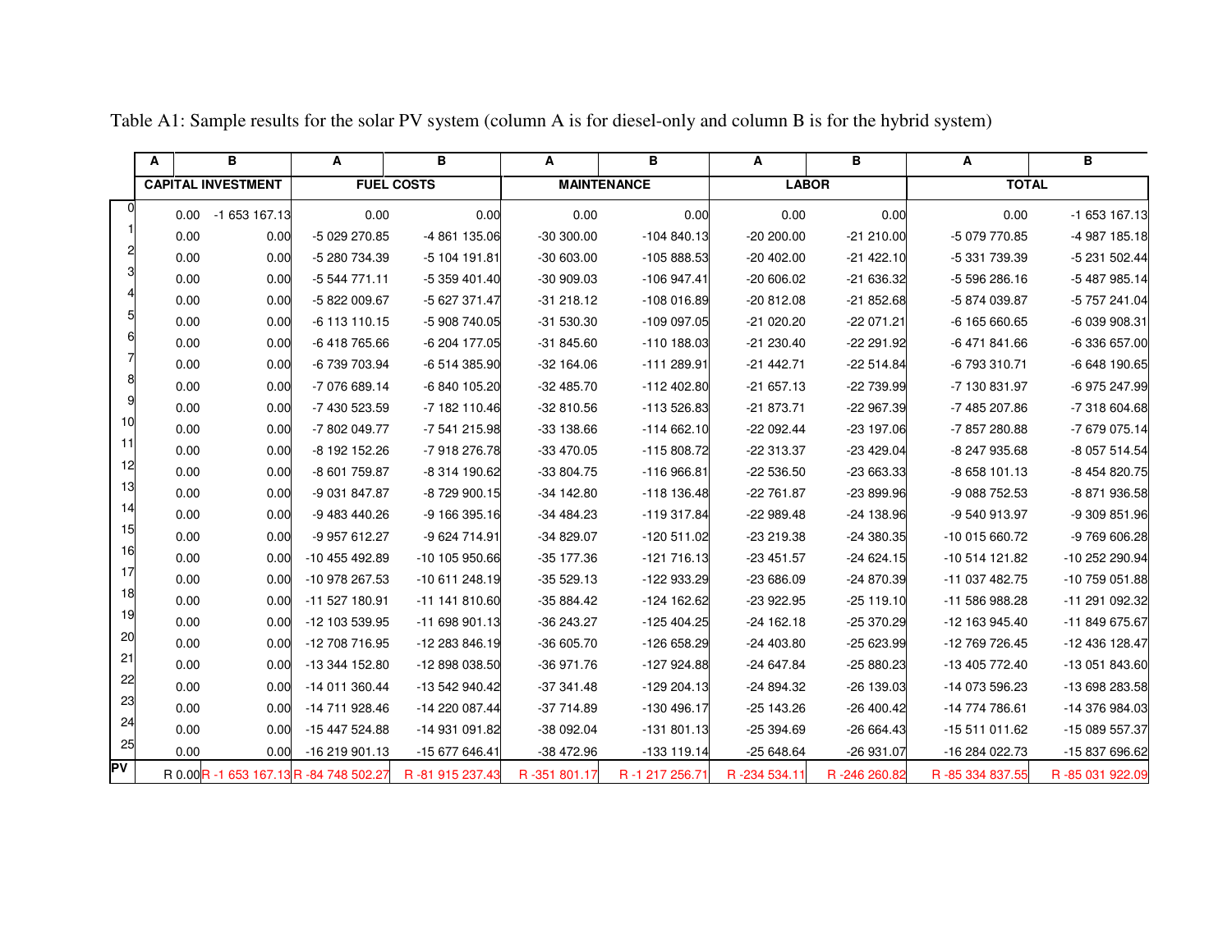Table A1: Sample results for the solar PV system (column A is for diesel-only and column B is for the hybrid system)

| | CAPITAL INVESTMENT | | FUEL COSTS | | MAINTENANCE | | LABOR | | TOTAL | |
|---|---|---|---|---|---|---|---|---|---|---|
| | A | B | A | B | A | B | A | B | A | B |
| 0 | 0.00 | -1 653 167.13 | 0.00 | 0.00 | 0.00 | 0.00 | 0.00 | 0.00 | 0.00 | -1 653 167.13 |
| 1 | 0.00 | 0.00 | -5 029 270.85 | -4 861 135.06 | -30 300.00 | -104 840.13 | -20 200.00 | -21 210.00 | -5 079 770.85 | -4 987 185.18 |
| 2 | 0.00 | 0.00 | -5 280 734.39 | -5 104 191.81 | -30 603.00 | -105 888.53 | -20 402.00 | -21 422.10 | -5 331 739.39 | -5 231 502.44 |
| 3 | 0.00 | 0.00 | -5 544 771.11 | -5 359 401.40 | -30 909.03 | -106 947.41 | -20 606.02 | -21 636.32 | -5 596 286.16 | -5 487 985.14 |
| 4 | 0.00 | 0.00 | -5 822 009.67 | -5 627 371.47 | -31 218.12 | -108 016.89 | -20 812.08 | -21 852.68 | -5 874 039.87 | -5 757 241.04 |
| 5 | 0.00 | 0.00 | -6 113 110.15 | -5 908 740.05 | -31 530.30 | -109 097.05 | -21 020.20 | -22 071.21 | -6 165 660.65 | -6 039 908.31 |
| 6 | 0.00 | 0.00 | -6 418 765.66 | -6 204 177.05 | -31 845.60 | -110 188.03 | -21 230.40 | -22 291.92 | -6 471 841.66 | -6 336 657.00 |
| 7 | 0.00 | 0.00 | -6 739 703.94 | -6 514 385.90 | -32 164.06 | -111 289.91 | -21 442.71 | -22 514.84 | -6 793 310.71 | -6 648 190.65 |
| 8 | 0.00 | 0.00 | -7 076 689.14 | -6 840 105.20 | -32 485.70 | -112 402.80 | -21 657.13 | -22 739.99 | -7 130 831.97 | -6 975 247.99 |
| 9 | 0.00 | 0.00 | -7 430 523.59 | -7 182 110.46 | -32 810.56 | -113 526.83 | -21 873.71 | -22 967.39 | -7 485 207.86 | -7 318 604.68 |
| 10 | 0.00 | 0.00 | -7 802 049.77 | -7 541 215.98 | -33 138.66 | -114 662.10 | -22 092.44 | -23 197.06 | -7 857 280.88 | -7 679 075.14 |
| 11 | 0.00 | 0.00 | -8 192 152.26 | -7 918 276.78 | -33 470.05 | -115 808.72 | -22 313.37 | -23 429.04 | -8 247 935.68 | -8 057 514.54 |
| 12 | 0.00 | 0.00 | -8 601 759.87 | -8 314 190.62 | -33 804.75 | -116 966.81 | -22 536.50 | -23 663.33 | -8 658 101.13 | -8 454 820.75 |
| 13 | 0.00 | 0.00 | -9 031 847.87 | -8 729 900.15 | -34 142.80 | -118 136.48 | -22 761.87 | -23 899.96 | -9 088 752.53 | -8 871 936.58 |
| 14 | 0.00 | 0.00 | -9 483 440.26 | -9 166 395.16 | -34 484.23 | -119 317.84 | -22 989.48 | -24 138.96 | -9 540 913.97 | -9 309 851.96 |
| 15 | 0.00 | 0.00 | -9 957 612.27 | -9 624 714.91 | -34 829.07 | -120 511.02 | -23 219.38 | -24 380.35 | -10 015 660.72 | -9 769 606.28 |
| 16 | 0.00 | 0.00 | -10 455 492.89 | -10 105 950.66 | -35 177.36 | -121 716.13 | -23 451.57 | -24 624.15 | -10 514 121.82 | -10 252 290.94 |
| 17 | 0.00 | 0.00 | -10 978 267.53 | -10 611 248.19 | -35 529.13 | -122 933.29 | -23 686.09 | -24 870.39 | -11 037 482.75 | -10 759 051.88 |
| 18 | 0.00 | 0.00 | -11 527 180.91 | -11 141 810.60 | -35 884.42 | -124 162.62 | -23 922.95 | -25 119.10 | -11 586 988.28 | -11 291 092.32 |
| 19 | 0.00 | 0.00 | -12 103 539.95 | -11 698 901.13 | -36 243.27 | -125 404.25 | -24 162.18 | -25 370.29 | -12 163 945.40 | -11 849 675.67 |
| 20 | 0.00 | 0.00 | -12 708 716.95 | -12 283 846.19 | -36 605.70 | -126 658.29 | -24 403.80 | -25 623.99 | -12 769 726.45 | -12 436 128.47 |
| 21 | 0.00 | 0.00 | -13 344 152.80 | -12 898 038.50 | -36 971.76 | -127 924.88 | -24 647.84 | -25 880.23 | -13 405 772.40 | -13 051 843.60 |
| 22 | 0.00 | 0.00 | -14 011 360.44 | -13 542 940.42 | -37 341.48 | -129 204.13 | -24 894.32 | -26 139.03 | -14 073 596.23 | -13 698 283.58 |
| 23 | 0.00 | 0.00 | -14 711 928.46 | -14 220 087.44 | -37 714.89 | -130 496.17 | -25 143.26 | -26 400.42 | -14 774 786.61 | -14 376 984.03 |
| 24 | 0.00 | 0.00 | -15 447 524.88 | -14 931 091.82 | -38 092.04 | -131 801.13 | -25 394.69 | -26 664.43 | -15 511 011.62 | -15 089 557.37 |
| 25 | 0.00 | 0.00 | -16 219 901.13 | -15 677 646.41 | -38 472.96 | -133 119.14 | -25 648.64 | -26 931.07 | -16 284 022.73 | -15 837 696.62 |
| PV | R 0.00 | R -1 653 167.13 | R -84 748 502.27 | R -81 915 237.43 | R -351 801.17 | R -1 217 256.71 | R -234 534.11 | R -246 260.82 | R -85 334 837.55 | R -85 031 922.09 |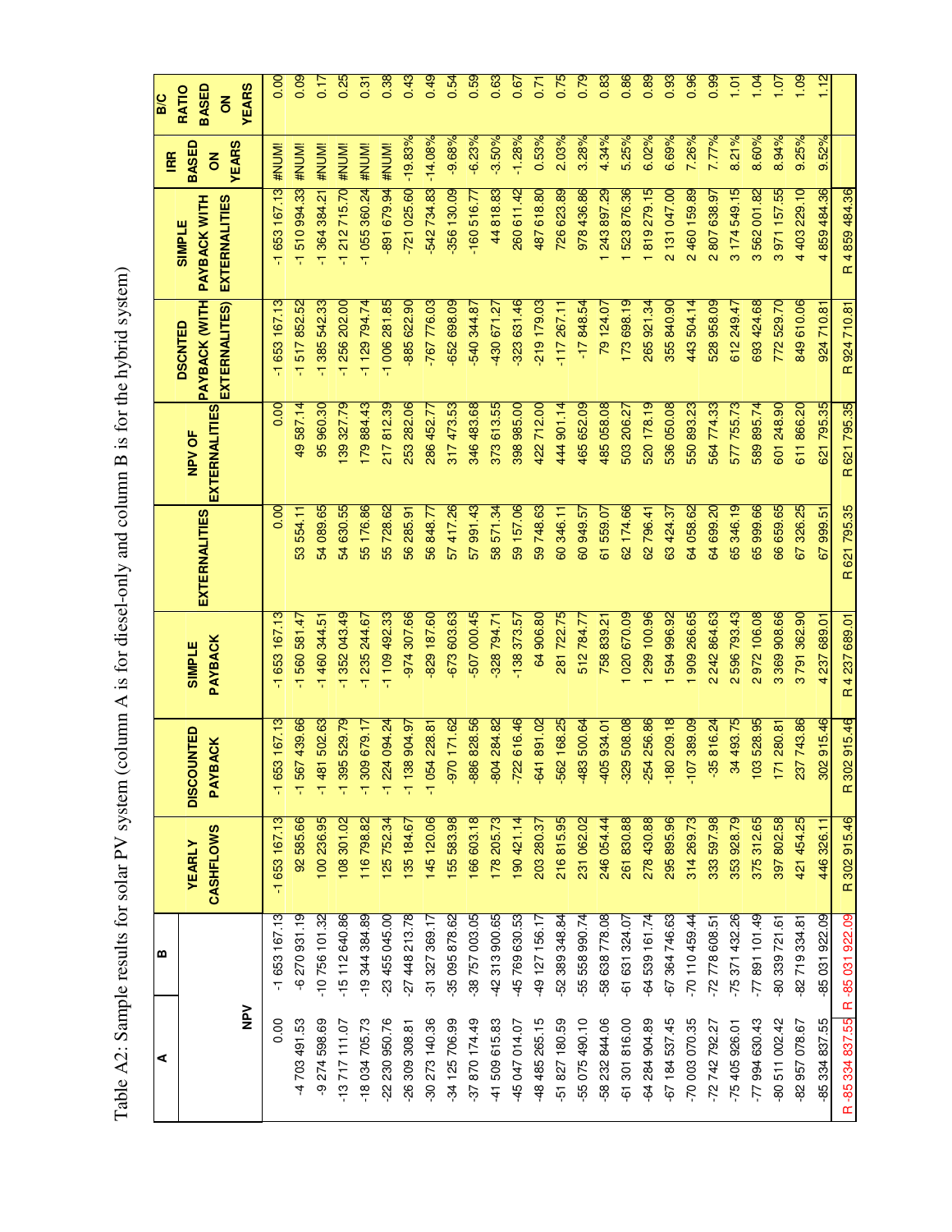Table A2: Sample results for solar PV system (column A is for diesel-only and column B is for the hybrid system)

| A | B | YEARLY CASHFLOWS | DISCOUNTED PAYBACK | SIMPLE PAYBACK | EXTERNALITIES | NPV OF EXTERNALITIES | DSCNTED PAYBACK (WITH EXTERNALITES) | SIMPLE PAYBACK WITH EXTERNALITIES | IRR BASED ON YEARS | B/C RATIO BASED ON YEARS |
|---|---|---|---|---|---|---|---|---|---|---|
| NPV | | | | | | | | | | |
| 0.00 | -1 653 167.13 | -1 653 167.13 | -1 653 167.13 | -1 653 167.13 | 0.00 | 0.00 | -1 653 167.13 | -1 653 167.13 | #NUM! | 0.00 |
| -4 703 491.53 | -6 270 931.19 | 92 585.66 | -1 567 439.66 | -1 560 581.47 | 53 554.11 | 49 587.14 | -1 517 852.52 | -1 510 994.33 | #NUM! | 0.09 |
| -9 274 598.69 | -10 756 101.32 | 100 236.95 | -1 481 502.63 | -1 460 344.51 | 54 089.65 | 95 960.30 | -1 385 542.33 | -1 364 384.21 | #NUM! | 0.17 |
| -13 717 111.07 | -15 112 640.86 | 108 301.02 | -1 395 529.79 | -1 352 043.49 | 54 630.55 | 139 327.79 | -1 256 202.00 | -1 212 715.70 | #NUM! | 0.25 |
| -18 034 705.73 | -19 344 384.89 | 116 798.82 | -1 309 679.17 | -1 235 244.67 | 55 176.86 | 179 884.43 | -1 129 794.74 | -1 055 360.24 | #NUM! | 0.31 |
| -22 230 950.76 | -23 455 045.00 | 125 752.34 | -1 224 094.24 | -1 109 492.33 | 55 728.62 | 217 812.39 | -1 006 281.85 | -891 679.94 | #NUM! | 0.38 |
| -26 309 308.81 | -27 448 213.78 | 135 184.67 | -1 138 904.97 | -974 307.66 | 56 285.91 | 253 282.06 | -885 622.90 | -721 025.60 | -19.83% | 0.43 |
| -30 273 140.36 | -31 327 369.17 | 145 120.06 | -1 054 228.81 | -829 187.60 | 56 848.77 | 286 452.77 | -767 776.03 | -542 734.83 | -14.08% | 0.49 |
| -34 125 706.99 | -35 095 878.62 | 155 583.98 | -970 171.62 | -673 603.63 | 57 417.26 | 317 473.53 | -652 698.09 | -356 130.09 | -9.68% | 0.54 |
| -37 870 174.49 | -38 757 003.05 | 166 603.18 | -886 828.56 | -507 000.45 | 57 991.43 | 346 483.68 | -540 344.87 | -160 516.77 | -6.23% | 0.59 |
| -41 509 615.83 | -42 313 900.65 | 178 205.73 | -804 284.82 | -328 794.71 | 58 571.34 | 373 613.55 | -430 671.27 | 44 818.83 | -3.50% | 0.63 |
| -45 047 014.07 | -45 769 630.53 | 190 421.14 | -722 616.46 | -138 373.57 | 59 157.06 | 398 985.00 | -323 631.46 | 260 611.42 | -1.28% | 0.67 |
| -48 485 265.15 | -49 127 156.17 | 203 280.37 | -641 891.02 | 64 906.80 | 59 748.63 | 422 712.00 | -219 179.03 | 487 618.80 | 0.53% | 0.71 |
| -51 827 180.59 | -52 389 348.84 | 216 815.95 | -562 168.25 | 281 722.75 | 60 346.11 | 444 901.14 | -117 267.11 | 726 623.89 | 2.03% | 0.75 |
| -55 075 490.10 | -55 558 990.74 | 231 062.02 | -483 500.64 | 512 784.77 | 60 949.57 | 465 652.09 | -17 848.54 | 978 436.86 | 3.28% | 0.79 |
| -58 232 844.06 | -58 638 778.08 | 246 054.44 | -405 934.01 | 758 839.21 | 61 559.07 | 485 058.08 | 79 124.07 | 1 243 897.29 | 4.34% | 0.83 |
| -61 301 816.00 | -61 631 324.07 | 261 830.88 | -329 508.08 | 1 020 670.09 | 62 174.66 | 503 206.27 | 173 698.19 | 1 523 876.36 | 5.25% | 0.86 |
| -64 284 904.89 | -64 539 161.74 | 278 430.88 | -254 256.86 | 1 299 100.96 | 62 796.41 | 520 178.19 | 265 921.34 | 1 819 279.15 | 6.02% | 0.89 |
| -67 184 537.45 | -67 364 746.63 | 295 895.96 | -180 209.18 | 1 594 996.92 | 63 424.37 | 536 050.08 | 355 840.90 | 2 131 047.00 | 6.69% | 0.93 |
| -70 003 070.35 | -70 110 459.44 | 314 269.73 | -107 389.09 | 1 909 266.65 | 64 058.62 | 550 893.23 | 443 504.14 | 2 460 159.89 | 7.26% | 0.96 |
| -72 742 792.27 | -72 778 608.51 | 333 597.98 | -35 816.24 | 2 242 864.63 | 64 699.20 | 564 774.33 | 528 958.09 | 2 807 638.97 | 7.77% | 0.99 |
| -75 405 926.01 | -75 371 432.26 | 353 928.79 | 34 493.75 | 2 596 793.43 | 65 346.19 | 577 755.73 | 612 249.47 | 3 174 549.15 | 8.21% | 1.01 |
| -77 994 630.43 | -77 891 101.49 | 375 312.65 | 103 528.95 | 2 972 106.08 | 65 999.66 | 589 895.74 | 693 424.68 | 3 562 001.82 | 8.60% | 1.04 |
| -80 511 002.42 | -80 339 721.61 | 397 802.58 | 171 280.81 | 3 369 908.66 | 66 659.65 | 601 248.90 | 772 529.70 | 3 971 157.55 | 8.94% | 1.07 |
| -82 957 078.67 | -82 719 334.81 | 421 454.25 | 237 743.86 | 3 791 362.90 | 67 326.25 | 611 866.20 | 849 610.06 | 4 403 229.10 | 9.25% | 1.09 |
| -85 334 837.55 | -85 031 922.09 | 446 326.11 | 302 915.46 | 4 237 689.01 | 67 999.51 | 621 795.35 | 924 710.81 | 4 859 484.36 | 9.52% | 1.12 |
| R -85 334 837.55 | R -85 031 922.09 | R 302 915.46 | R 302 915.46 | R 4 237 689.01 | R 621 795.35 | R 621 795.35 | R 924 710.81 | R 4 859 484.36 | | |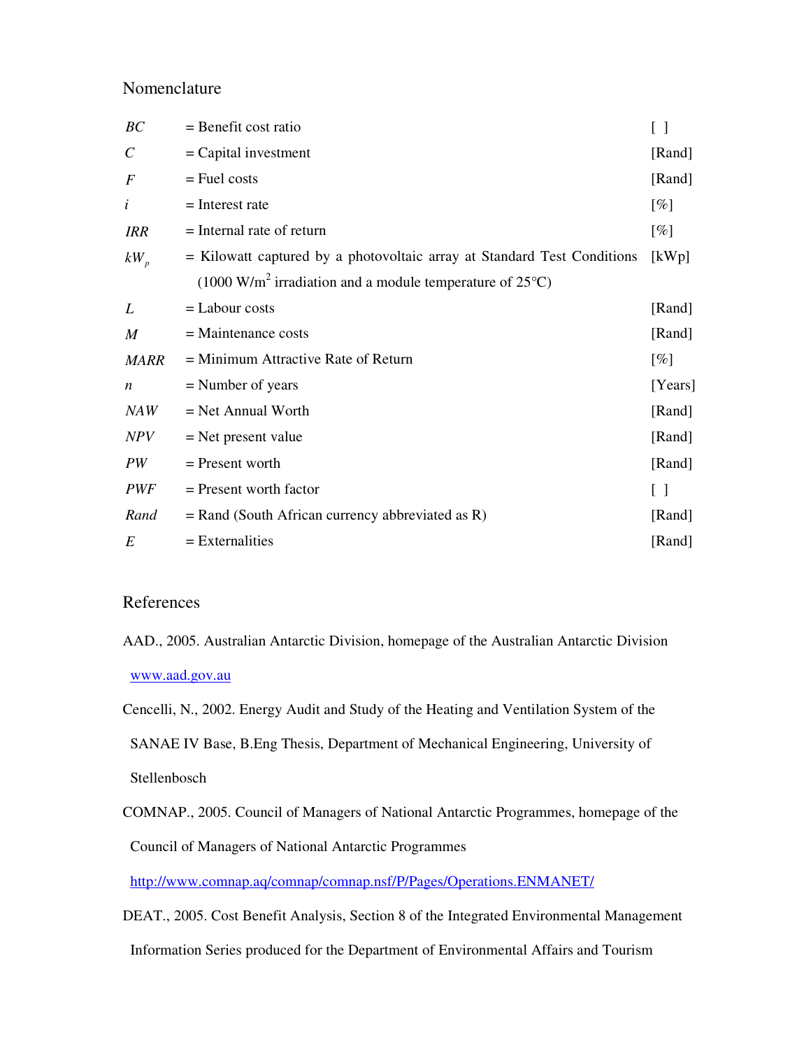## Nomenclature

| | | |
|---|---|---|
| $BC$ | = Benefit cost ratio | [ ] |
| $C$ | = Capital investment | [Rand] |
| $F$ | = Fuel costs | [Rand] |
| $i$ | = Interest rate | [%] |
| $IRR$ | = Internal rate of return | [%] |
| $kW_p$ | = Kilowatt captured by a photovoltaic array at Standard Test Conditions (1000 W/m$^2$ irradiation and a module temperature of 25°C) | [kWp] |
| $L$ | = Labour costs | [Rand] |
| $M$ | = Maintenance costs | [Rand] |
| $MARR$ | = Minimum Attractive Rate of Return | [%] |
| $n$ | = Number of years | [Years] |
| $NAW$ | = Net Annual Worth | [Rand] |
| $NPV$ | = Net present value | [Rand] |
| $PW$ | = Present worth | [Rand] |
| $PWF$ | = Present worth factor | [ ] |
| $Rand$ | = Rand (South African currency abbreviated as R) | [Rand] |
| $E$ | = Externalities | [Rand] |

## References

AAD., 2005. Australian Antarctic Division, homepage of the Australian Antarctic Division www.aad.gov.au

Cencelli, N., 2002. Energy Audit and Study of the Heating and Ventilation System of the SANAE IV Base, B.Eng Thesis, Department of Mechanical Engineering, University of Stellenbosch

COMNAP., 2005. Council of Managers of National Antarctic Programmes, homepage of the Council of Managers of National Antarctic Programmes http://www.comnap.aq/comnap/comnap.nsf/P/Pages/Operations.ENMANET/

DEAT., 2005. Cost Benefit Analysis, Section 8 of the Integrated Environmental Management Information Series produced for the Department of Environmental Affairs and Tourism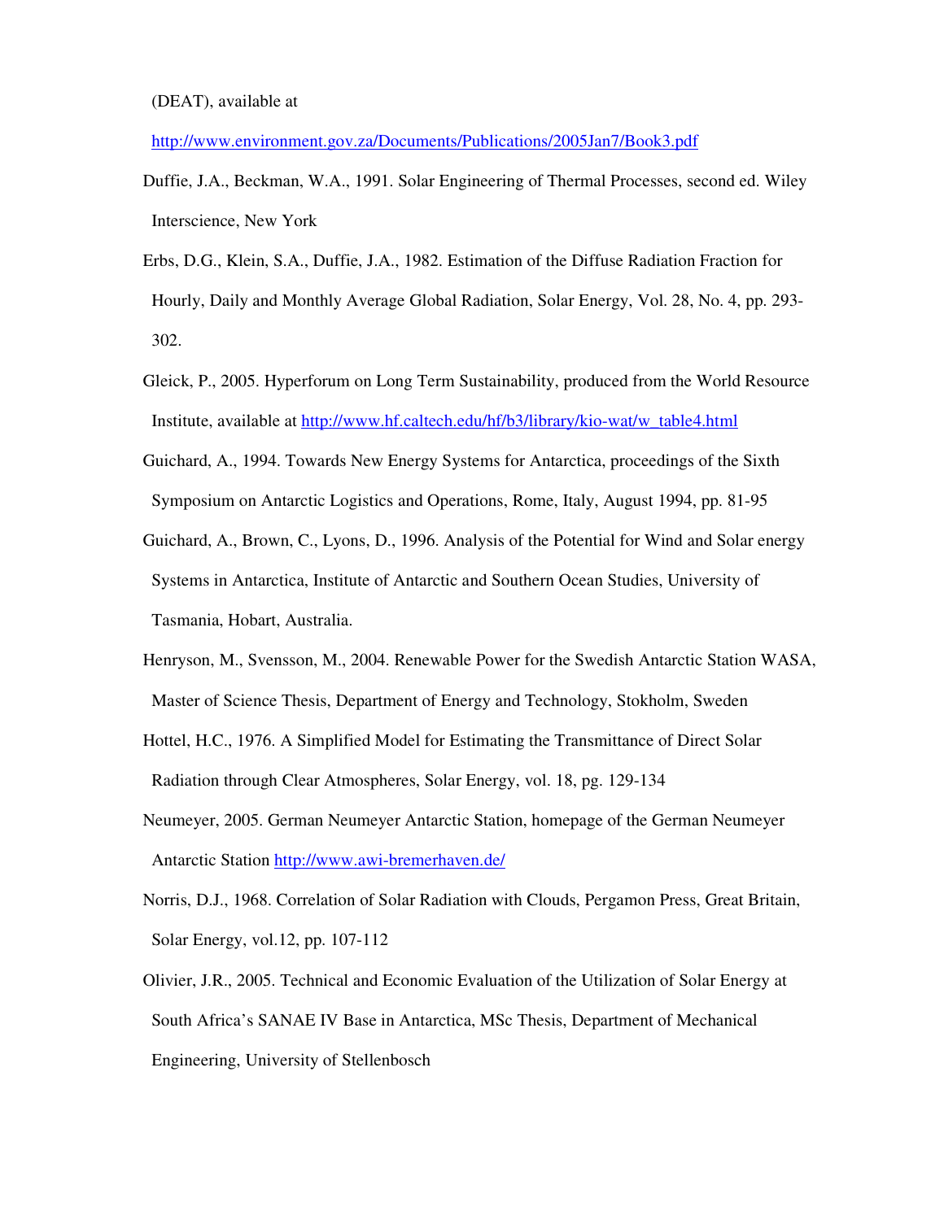(DEAT), available at

http://www.environment.gov.za/Documents/Publications/2005Jan7/Book3.pdf

Duffie, J.A., Beckman, W.A., 1991. Solar Engineering of Thermal Processes, second ed. Wiley Interscience, New York

Erbs, D.G., Klein, S.A., Duffie, J.A., 1982. Estimation of the Diffuse Radiation Fraction for Hourly, Daily and Monthly Average Global Radiation, Solar Energy, Vol. 28, No. 4, pp. 293-302.

Gleick, P., 2005. Hyperforum on Long Term Sustainability, produced from the World Resource Institute, available at http://www.hf.caltech.edu/hf/b3/library/kio-wat/w_table4.html

Guichard, A., 1994. Towards New Energy Systems for Antarctica, proceedings of the Sixth Symposium on Antarctic Logistics and Operations, Rome, Italy, August 1994, pp. 81-95

Guichard, A., Brown, C., Lyons, D., 1996. Analysis of the Potential for Wind and Solar energy Systems in Antarctica, Institute of Antarctic and Southern Ocean Studies, University of Tasmania, Hobart, Australia.

Henryson, M., Svensson, M., 2004. Renewable Power for the Swedish Antarctic Station WASA, Master of Science Thesis, Department of Energy and Technology, Stokholm, Sweden

Hottel, H.C., 1976. A Simplified Model for Estimating the Transmittance of Direct Solar Radiation through Clear Atmospheres, Solar Energy, vol. 18, pg. 129-134

Neumeyer, 2005. German Neumeyer Antarctic Station, homepage of the German Neumeyer Antarctic Station http://www.awi-bremerhaven.de/

Norris, D.J., 1968. Correlation of Solar Radiation with Clouds, Pergamon Press, Great Britain, Solar Energy, vol.12, pp. 107-112

Olivier, J.R., 2005. Technical and Economic Evaluation of the Utilization of Solar Energy at South Africa's SANAE IV Base in Antarctica, MSc Thesis, Department of Mechanical Engineering, University of Stellenbosch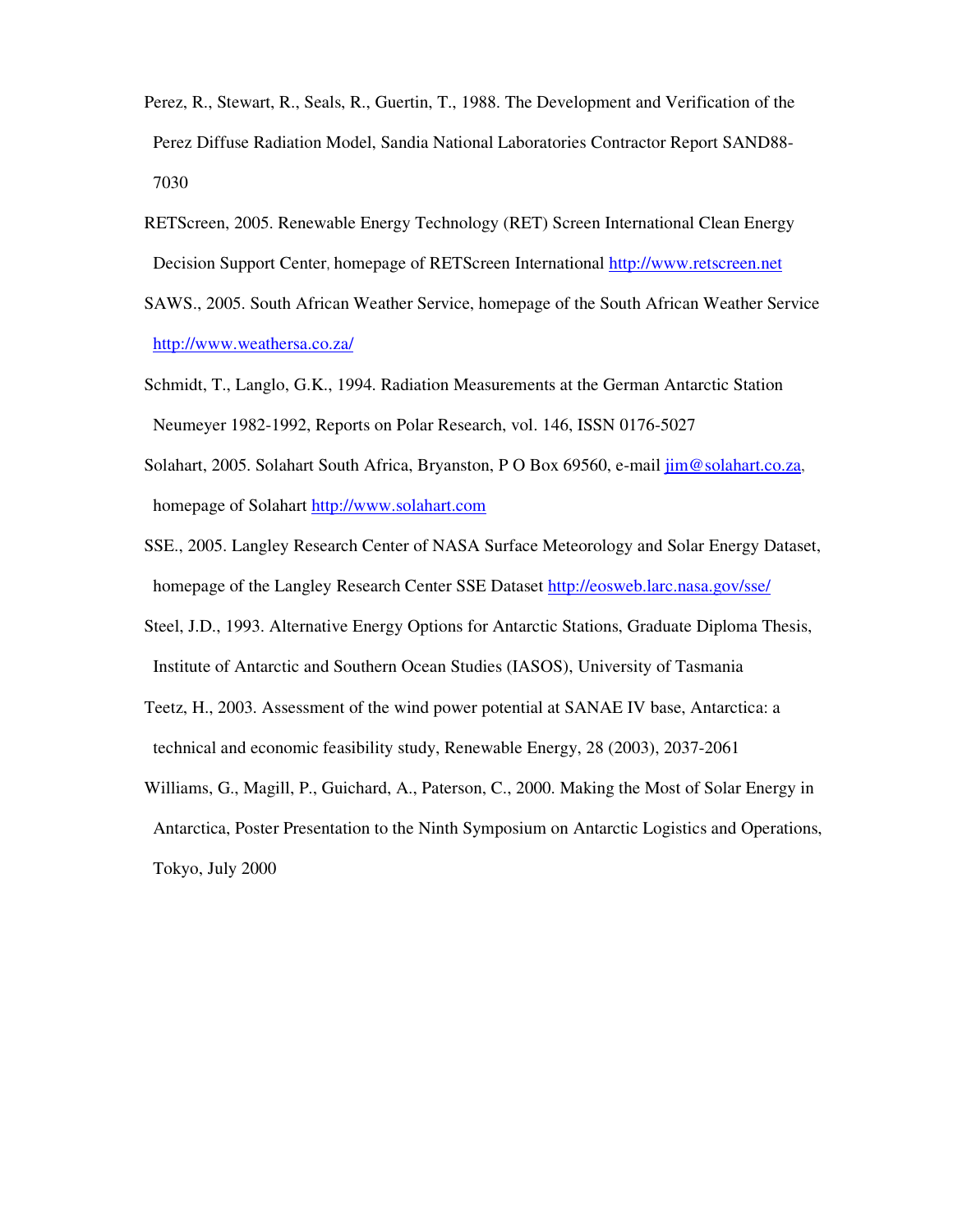Perez, R., Stewart, R., Seals, R., Guertin, T., 1988. The Development and Verification of the Perez Diffuse Radiation Model, Sandia National Laboratories Contractor Report SAND88-7030

RETScreen, 2005. Renewable Energy Technology (RET) Screen International Clean Energy Decision Support Center, homepage of RETScreen International http://www.retscreen.net

SAWS., 2005. South African Weather Service, homepage of the South African Weather Service http://www.weathersa.co.za/

Schmidt, T., Langlo, G.K., 1994. Radiation Measurements at the German Antarctic Station Neumeyer 1982-1992, Reports on Polar Research, vol. 146, ISSN 0176-5027

Solahart, 2005. Solahart South Africa, Bryanston, P O Box 69560, e-mail jim@solahart.co.za, homepage of Solahart http://www.solahart.com

SSE., 2005. Langley Research Center of NASA Surface Meteorology and Solar Energy Dataset, homepage of the Langley Research Center SSE Dataset http://eosweb.larc.nasa.gov/sse/

Steel, J.D., 1993. Alternative Energy Options for Antarctic Stations, Graduate Diploma Thesis, Institute of Antarctic and Southern Ocean Studies (IASOS), University of Tasmania

Teetz, H., 2003. Assessment of the wind power potential at SANAE IV base, Antarctica: a technical and economic feasibility study, Renewable Energy, 28 (2003), 2037-2061

Williams, G., Magill, P., Guichard, A., Paterson, C., 2000. Making the Most of Solar Energy in Antarctica, Poster Presentation to the Ninth Symposium on Antarctic Logistics and Operations, Tokyo, July 2000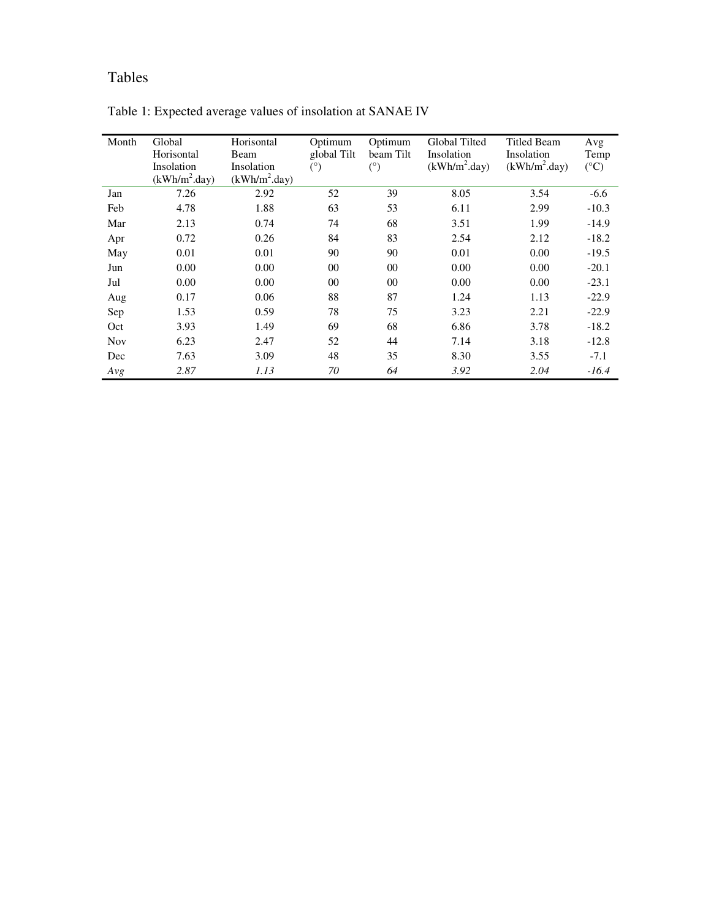# Tables

Table 1: Expected average values of insolation at SANAE IV

| Month | Global Horisontal Insolation ($kWh/m^2$.day) | Horisontal Beam Insolation ($kWh/m^2$.day) | Optimum global Tilt (°) | Optimum beam Tilt (°) | Global Tilted Insolation ($kWh/m^2$.day) | Titled Beam Insolation ($kWh/m^2$.day) | Avg Temp (°C) |
|---|---|---|---|---|---|---|---|
| Jan | 7.26 | 2.92 | 52 | 39 | 8.05 | 3.54 | -6.6 |
| Feb | 4.78 | 1.88 | 63 | 53 | 6.11 | 2.99 | -10.3 |
| Mar | 2.13 | 0.74 | 74 | 68 | 3.51 | 1.99 | -14.9 |
| Apr | 0.72 | 0.26 | 84 | 83 | 2.54 | 2.12 | -18.2 |
| May | 0.01 | 0.01 | 90 | 90 | 0.01 | 0.00 | -19.5 |
| Jun | 0.00 | 0.00 | 00 | 00 | 0.00 | 0.00 | -20.1 |
| Jul | 0.00 | 0.00 | 00 | 00 | 0.00 | 0.00 | -23.1 |
| Aug | 0.17 | 0.06 | 88 | 87 | 1.24 | 1.13 | -22.9 |
| Sep | 1.53 | 0.59 | 78 | 75 | 3.23 | 2.21 | -22.9 |
| Oct | 3.93 | 1.49 | 69 | 68 | 6.86 | 3.78 | -18.2 |
| Nov | 6.23 | 2.47 | 52 | 44 | 7.14 | 3.18 | -12.8 |
| Dec | 7.63 | 3.09 | 48 | 35 | 8.30 | 3.55 | -7.1 |
| *Avg* | *2.87* | *1.13* | *70* | *64* | *3.92* | *2.04* | *-16.4* |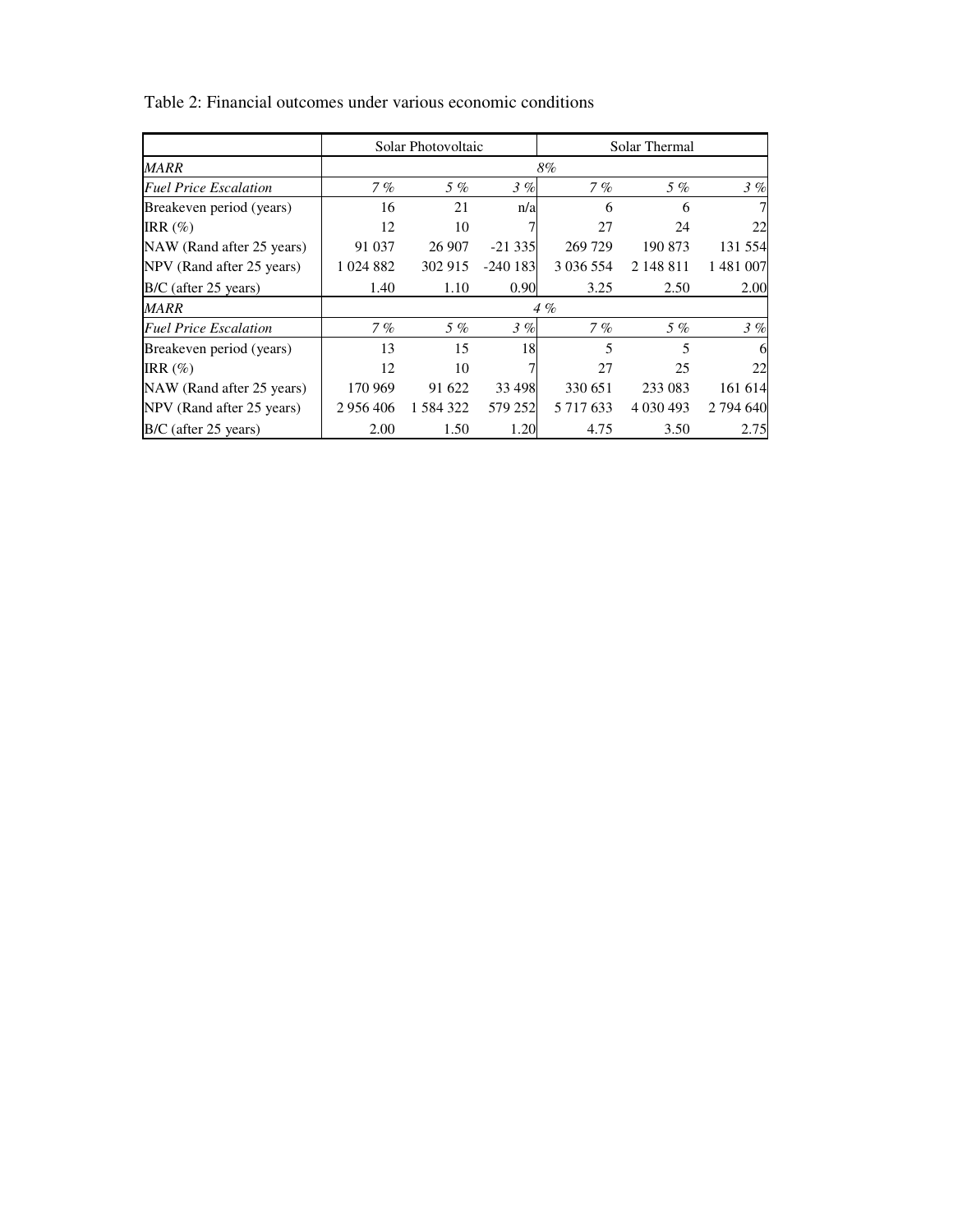Table 2: Financial outcomes under various economic conditions

| | Solar Photovoltaic | | | Solar Thermal | | |
|---|---|---|---|---|---|---|
| *MARR* | *8%* | | | | | |
| *Fuel Price Escalation* | *7 %* | *5 %* | *3 %* | *7 %* | *5 %* | *3 %* |
| Breakeven period (years) | 16 | 21 | n/a | 6 | 6 | 7 |
| IRR (%) | 12 | 10 | 7 | 27 | 24 | 22 |
| NAW (Rand after 25 years) | 91 037 | 26 907 | -21 335 | 269 729 | 190 873 | 131 554 |
| NPV (Rand after 25 years) | 1 024 882 | 302 915 | -240 183 | 3 036 554 | 2 148 811 | 1 481 007 |
| B/C (after 25 years) | 1.40 | 1.10 | 0.90 | 3.25 | 2.50 | 2.00 |
| *MARR* | *4 %* | | | | | |
| *Fuel Price Escalation* | *7 %* | *5 %* | *3 %* | *7 %* | *5 %* | *3 %* |
| Breakeven period (years) | 13 | 15 | 18 | 5 | 5 | 6 |
| IRR (%) | 12 | 10 | 7 | 27 | 25 | 22 |
| NAW (Rand after 25 years) | 170 969 | 91 622 | 33 498 | 330 651 | 233 083 | 161 614 |
| NPV (Rand after 25 years) | 2 956 406 | 1 584 322 | 579 252 | 5 717 633 | 4 030 493 | 2 794 640 |
| B/C (after 25 years) | 2.00 | 1.50 | 1.20 | 4.75 | 3.50 | 2.75 |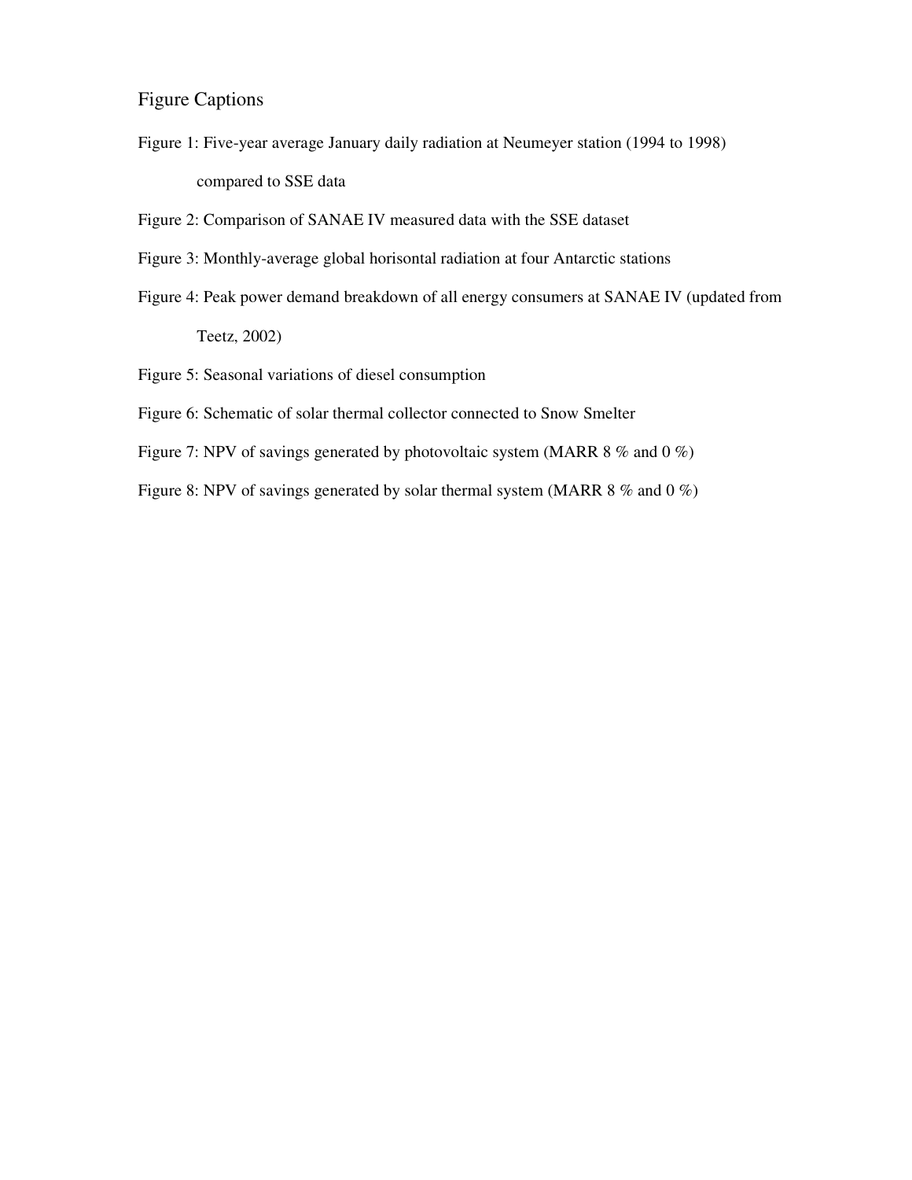# Figure Captions

Figure 1: Five-year average January daily radiation at Neumeyer station (1994 to 1998) compared to SSE data

Figure 2: Comparison of SANAE IV measured data with the SSE dataset

Figure 3: Monthly-average global horisontal radiation at four Antarctic stations

Figure 4: Peak power demand breakdown of all energy consumers at SANAE IV (updated from Teetz, 2002)

Figure 5: Seasonal variations of diesel consumption

Figure 6: Schematic of solar thermal collector connected to Snow Smelter

Figure 7: NPV of savings generated by photovoltaic system (MARR 8 % and 0 %)

Figure 8: NPV of savings generated by solar thermal system (MARR 8 % and 0 %)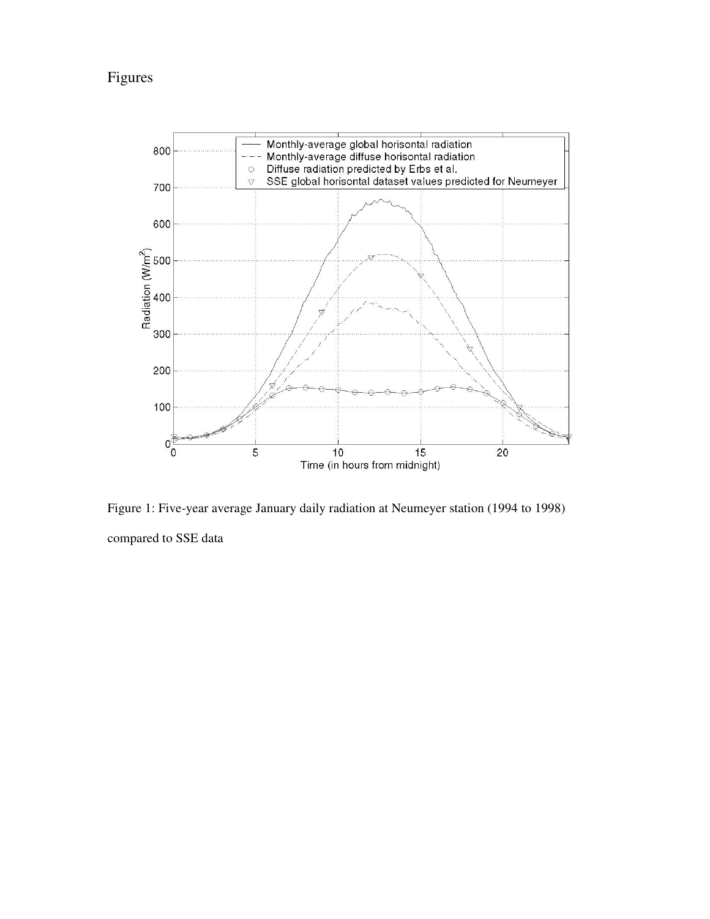Figures

Figure 1: Five-year average January daily radiation at Neumeyer station (1994 to 1998) compared to SSE data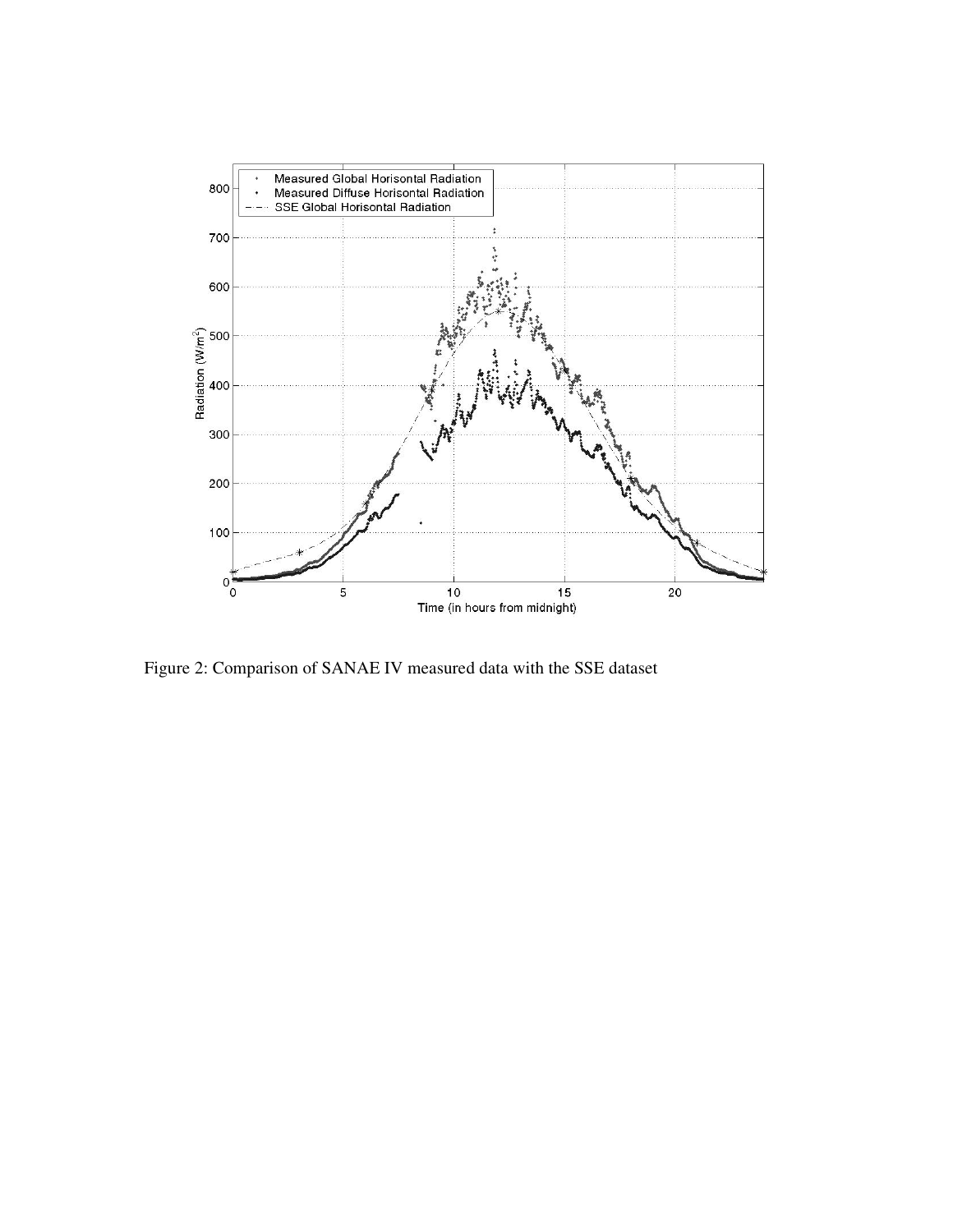Figure 2: Comparison of SANAE IV measured data with the SSE dataset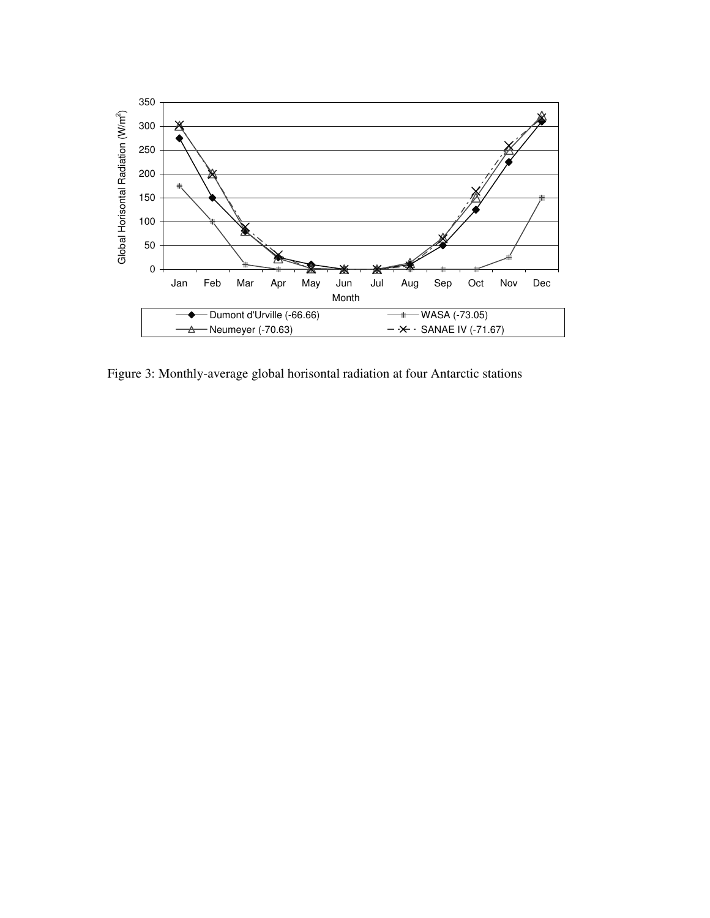Figure 3: Monthly-average global horisontal radiation at four Antarctic stations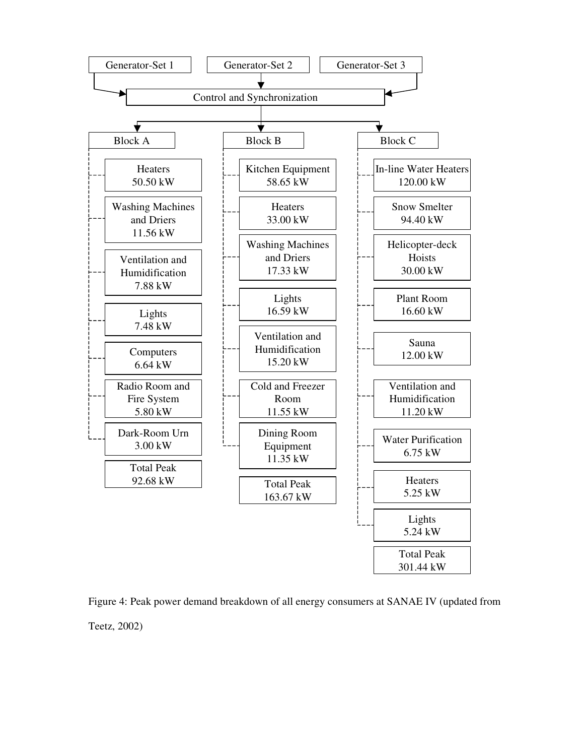Generator-Set 1 | Generator-Set 2 | Generator-Set 3

Control and Synchronization

| Block A | Block B | Block C |
| --- | --- | --- |
| Heaters 50.50 kW | Kitchen Equipment 58.65 kW | In-line Water Heaters 120.00 kW |
| Washing Machines and Driers 11.56 kW | Heaters 33.00 kW | Snow Smelter 94.40 kW |
| Ventilation and Humidification 7.88 kW | Washing Machines and Driers 17.33 kW | Helicopter-deck Hoists 30.00 kW |
| Lights 7.48 kW | Lights 16.59 kW | Plant Room 16.60 kW |
| Computers 6.64 kW | Ventilation and Humidification 15.20 kW | Sauna 12.00 kW |
| Radio Room and Fire System 5.80 kW | Cold and Freezer Room 11.55 kW | Ventilation and Humidification 11.20 kW |
| Dark-Room Urn 3.00 kW | Dining Room Equipment 11.35 kW | Water Purification 6.75 kW |
| | | Heaters 5.25 kW |
| | | Lights 5.24 kW |
| Total Peak 92.68 kW | Total Peak 163.67 kW | Total Peak 301.44 kW |

Figure 4: Peak power demand breakdown of all energy consumers at SANAE IV (updated from Teetz, 2002)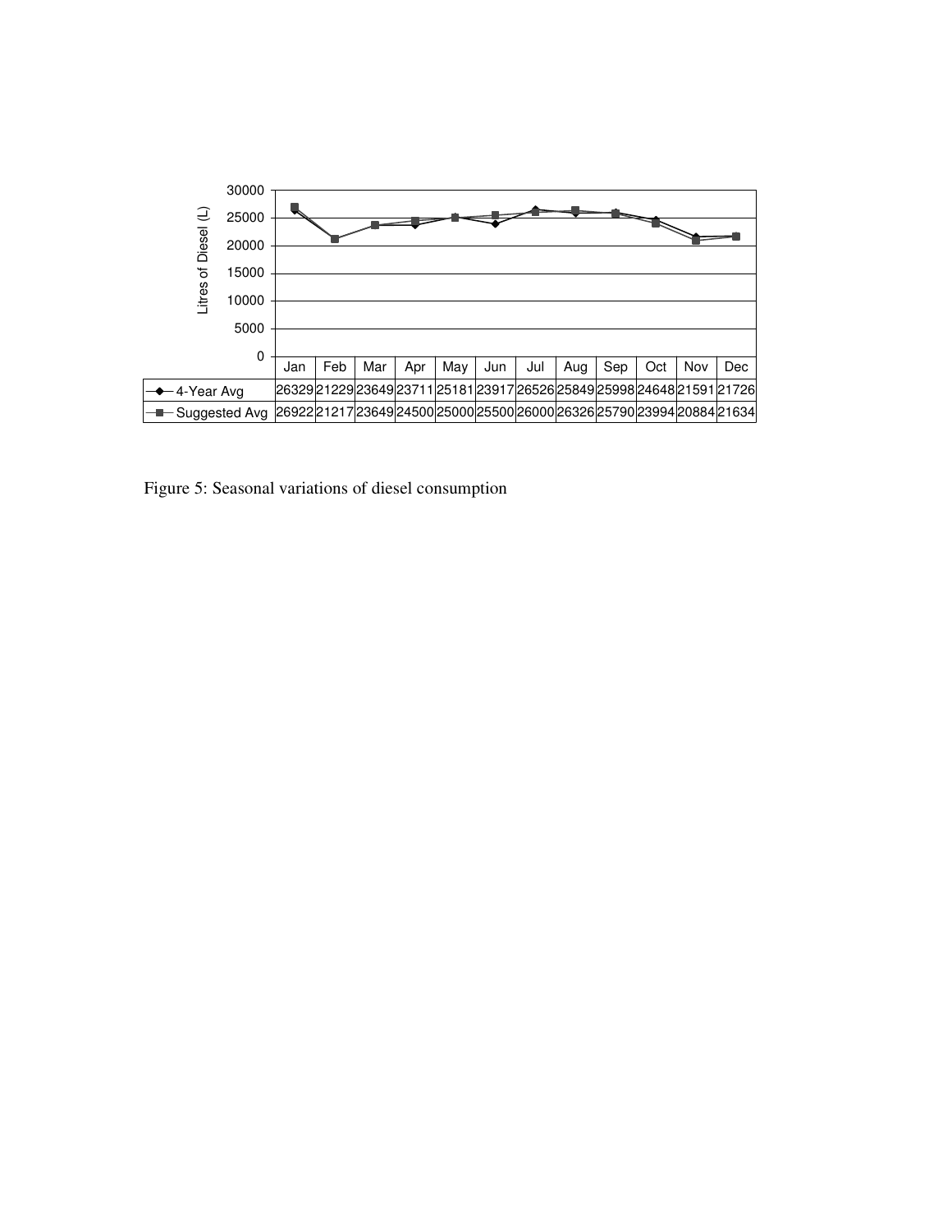| | Jan | Feb | Mar | Apr | May | Jun | Jul | Aug | Sep | Oct | Nov | Dec |
|---|---|---|---|---|---|---|---|---|---|---|---|---|
| 4-Year Avg | 26329 | 21229 | 23649 | 23711 | 25181 | 23917 | 26526 | 25849 | 25998 | 24648 | 21591 | 21726 |
| Suggested Avg | 26922 | 21217 | 23649 | 24500 | 25000 | 25500 | 26000 | 26326 | 25790 | 23994 | 20884 | 21634 |

Figure 5: Seasonal variations of diesel consumption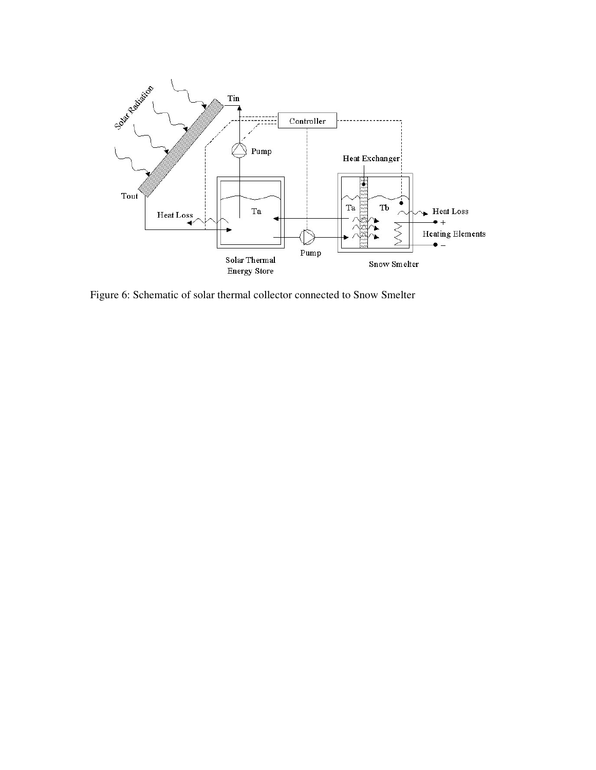Figure 6: Schematic of solar thermal collector connected to Snow Smelter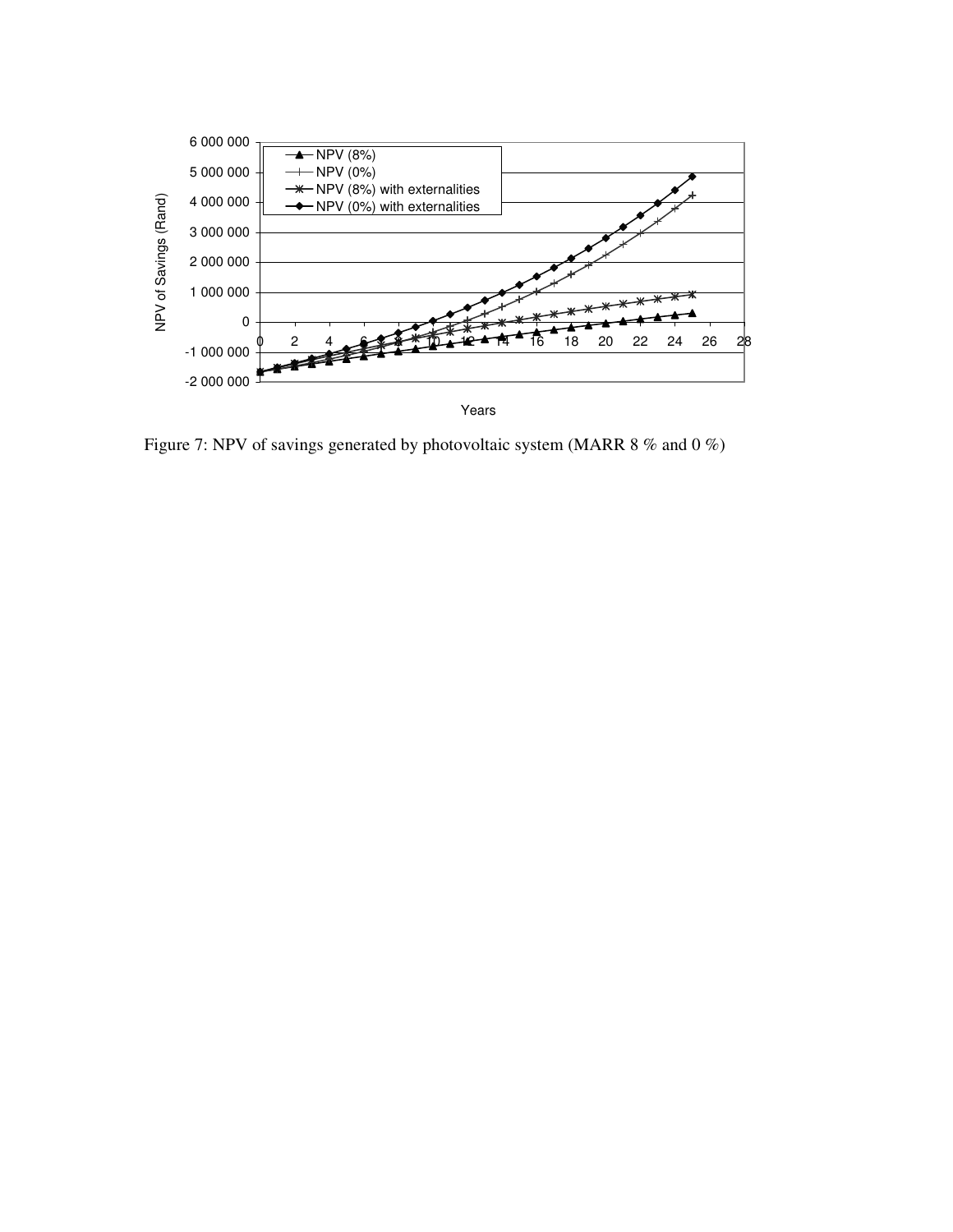Figure 7: NPV of savings generated by photovoltaic system (MARR 8 % and 0 %)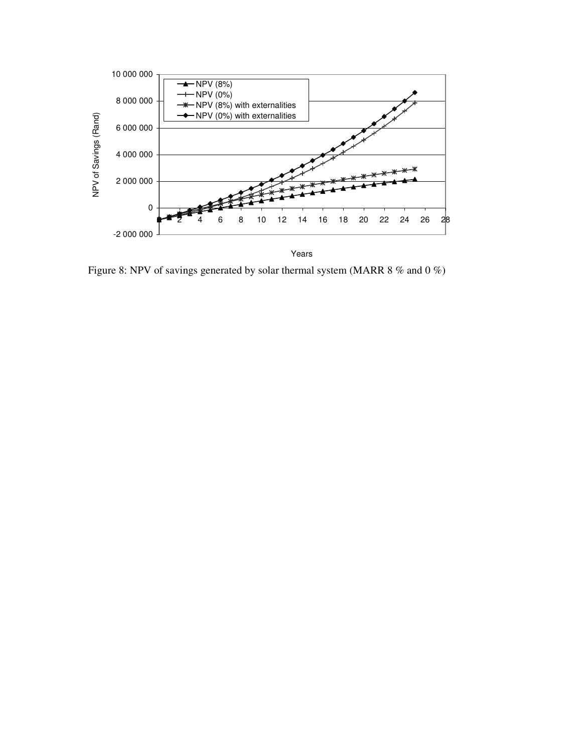10 000 000
8 000 000
6 000 000
4 000 000
2 000 000
0
-2 000 000

NPV of Savings (Rand)

2 4 6 8 10 12 14 16 18 20 22 24 26 28

Years

NPV (8%)
NPV (0%)
NPV (8%) with externalities
NPV (0%) with externalities

Figure 8: NPV of savings generated by solar thermal system (MARR 8 % and 0 %)